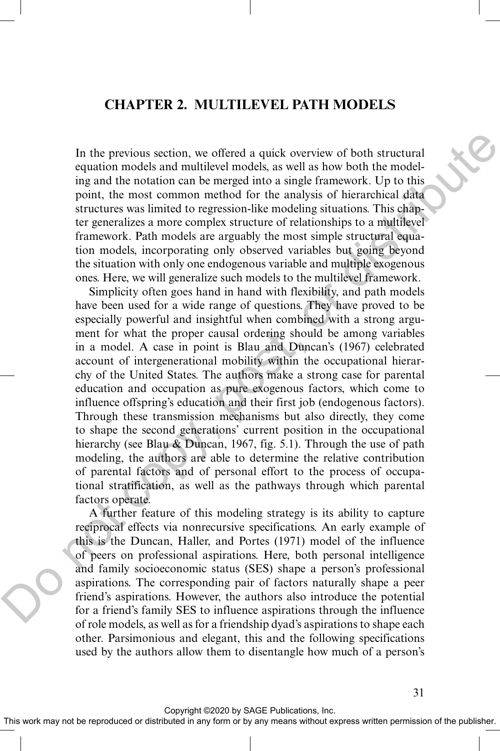## CHAPTER 2. MULTILEVEL PATH MODELS

In the previous section, we offered a quick overview of both structural equation models and multilevel models, as well as how both the modeling and the notation can be merged into a single framework. Up to this point, the most common method for the analysis of hierarchical data structures was limited to regression-like modeling situations. This chapter generalizes a more complex structure of relationships to a multilevel framework. Path models are arguably the most simple structural equation models, incorporating only observed variables but going beyond the situation with only one endogenous variable and multiple exogenous ones. Here, we will generalize such models to the multilevel framework.

Simplicity often goes hand in hand with flexibility, and path models have been used for a wide range of questions. They have proved to be especially powerful and insightful when combined with a strong argument for what the proper causal ordering should be among variables in a model. A case in point is Blau and Duncan's (1967) celebrated account of intergenerational mobility within the occupational hierarchy of the United States. The authors make a strong case for parental education and occupation as pure exogenous factors, which come to influence offspring's education and their first job (endogenous factors). Through these transmission mechanisms but also directly, they come to shape the second generations' current position in the occupational hierarchy (see Blau & Duncan, 1967, fig. 5.1). Through the use of path modeling, the authors are able to determine the relative contribution of parental factors and of personal effort to the process of occupational stratification, as well as the pathways through which parental factors operate.

A further feature of this modeling strategy is its ability to capture reciprocal effects via nonrecursive specifications. An early example of this is the Duncan, Haller, and Portes (1971) model of the influence of peers on professional aspirations. Here, both personal intelligence and family socioeconomic status (SES) shape a person's professional aspirations. The corresponding pair of factors naturally shape a peer friend's aspirations. However, the authors also introduce the potential for a friend's family SES to influence aspirations through the influence of role models, as well as for a friendship dyad's aspirations to shape each other. Parsimonious and elegant, this and the following specifications used by the authors allow them to disentangle how much of a person's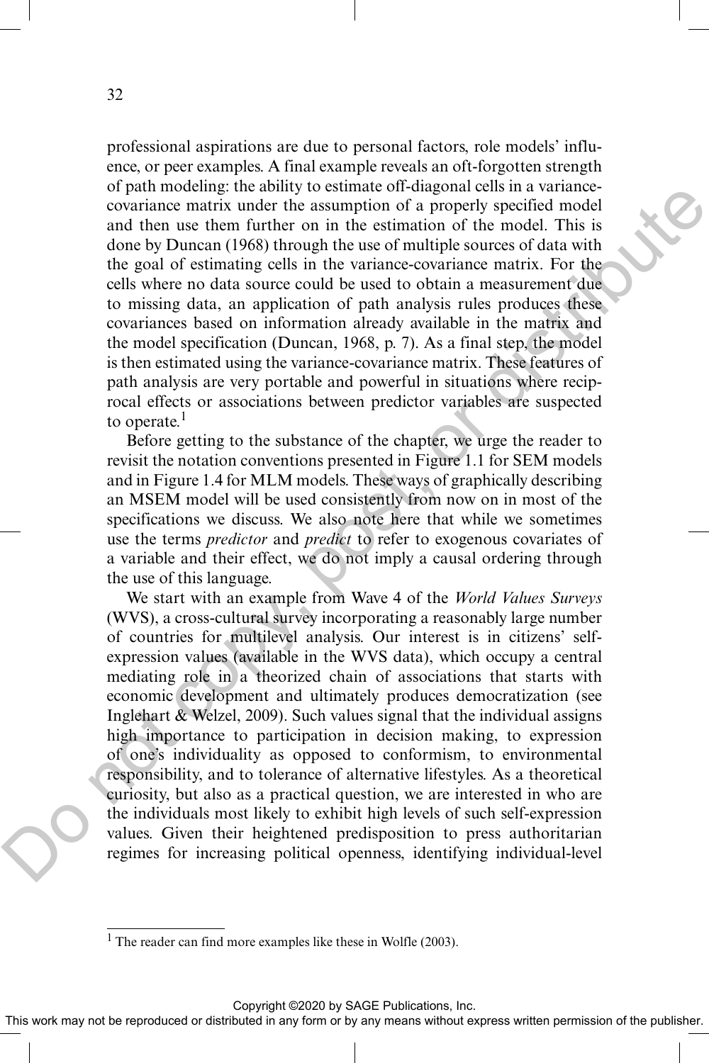professional aspirations are due to personal factors, role models' influence, or peer examples. A final example reveals an oft-forgotten strength of path modeling: the ability to estimate off-diagonal cells in a variance-covariance matrix under the assumption of a properly specified model and then use them further on in the estimation of the model. This is done by Duncan (1968) through the use of multiple sources of data with the goal of estimating cells in the variance-covariance matrix. For the cells where no data source could be used to obtain a measurement due to missing data, an application of path analysis rules produces these covariances based on information already available in the matrix and the model specification (Duncan, 1968, p. 7). As a final step, the model is then estimated using the variance-covariance matrix. These features of path analysis are very portable and powerful in situations where reciprocal effects or associations between predictor variables are suspected to operate.[1]

Before getting to the substance of the chapter, we urge the reader to revisit the notation conventions presented in Figure 1.1 for SEM models and in Figure 1.4 for MLM models. These ways of graphically describing an MSEM model will be used consistently from now on in most of the specifications we discuss. We also note here that while we sometimes use the terms *predictor* and *predict* to refer to exogenous covariates of a variable and their effect, we do not imply a causal ordering through the use of this language.

We start with an example from Wave 4 of the *World Values Surveys* (WVS), a cross-cultural survey incorporating a reasonably large number of countries for multilevel analysis. Our interest is in citizens' self-expression values (available in the WVS data), which occupy a central mediating role in a theorized chain of associations that starts with economic development and ultimately produces democratization (see Inglehart & Welzel, 2009). Such values signal that the individual assigns high importance to participation in decision making, to expression of one's individuality as opposed to conformism, to environmental responsibility, and to tolerance of alternative lifestyles. As a theoretical curiosity, but also as a practical question, we are interested in who are the individuals most likely to exhibit high levels of such self-expression values. Given their heightened predisposition to press authoritarian regimes for increasing political openness, identifying individual-level

[1] The reader can find more examples like these in Wolfle (2003).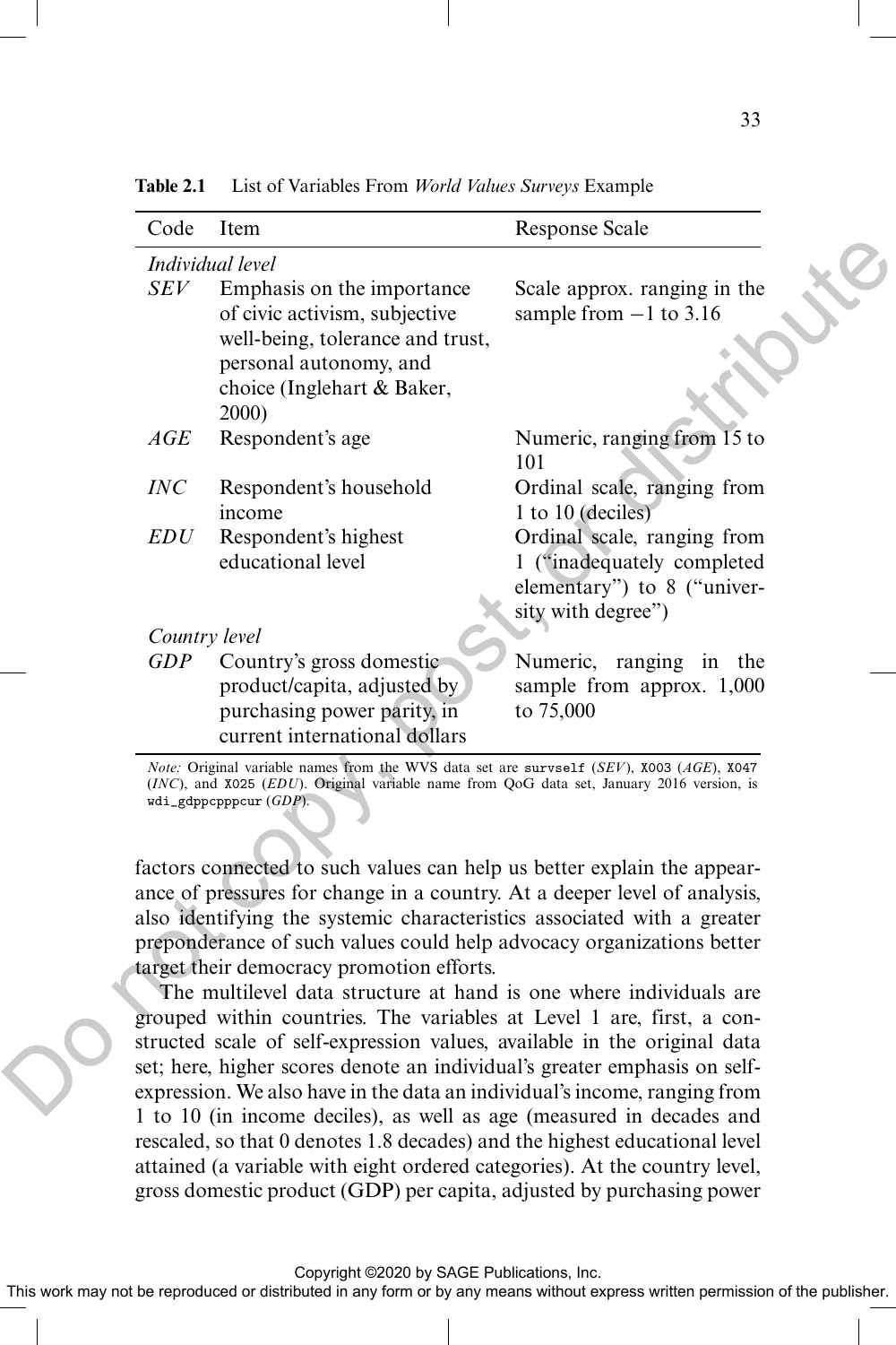**Table 2.1** List of Variables From *World Values Surveys* Example

| Code | Item | Response Scale |
|---|---|---|
| *Individual level* | | |
| *SEV* | Emphasis on the importance of civic activism, subjective well-being, tolerance and trust, personal autonomy, and choice (Inglehart & Baker, 2000) | Scale approx. ranging in the sample from −1 to 3.16 |
| *AGE* | Respondent's age | Numeric, ranging from 15 to 101 |
| *INC* | Respondent's household income | Ordinal scale, ranging from 1 to 10 (deciles) |
| *EDU* | Respondent's highest educational level | Ordinal scale, ranging from 1 ("inadequately completed elementary") to 8 ("university with degree") |
| *Country level* | | |
| *GDP* | Country's gross domestic product/capita, adjusted by purchasing power parity, in current international dollars | Numeric, ranging in the sample from approx. 1,000 to 75,000 |

*Note:* Original variable names from the WVS data set are `survself` (*SEV*), `X003` (*AGE*), `X047` (*INC*), and `X025` (*EDU*). Original variable name from QoG data set, January 2016 version, is `wdi_gdppcpppcur` (*GDP*).

factors connected to such values can help us better explain the appearance of pressures for change in a country. At a deeper level of analysis, also identifying the systemic characteristics associated with a greater preponderance of such values could help advocacy organizations better target their democracy promotion efforts.

The multilevel data structure at hand is one where individuals are grouped within countries. The variables at Level 1 are, first, a constructed scale of self-expression values, available in the original data set; here, higher scores denote an individual's greater emphasis on self-expression. We also have in the data an individual's income, ranging from 1 to 10 (in income deciles), as well as age (measured in decades and rescaled, so that 0 denotes 1.8 decades) and the highest educational level attained (a variable with eight ordered categories). At the country level, gross domestic product (GDP) per capita, adjusted by purchasing power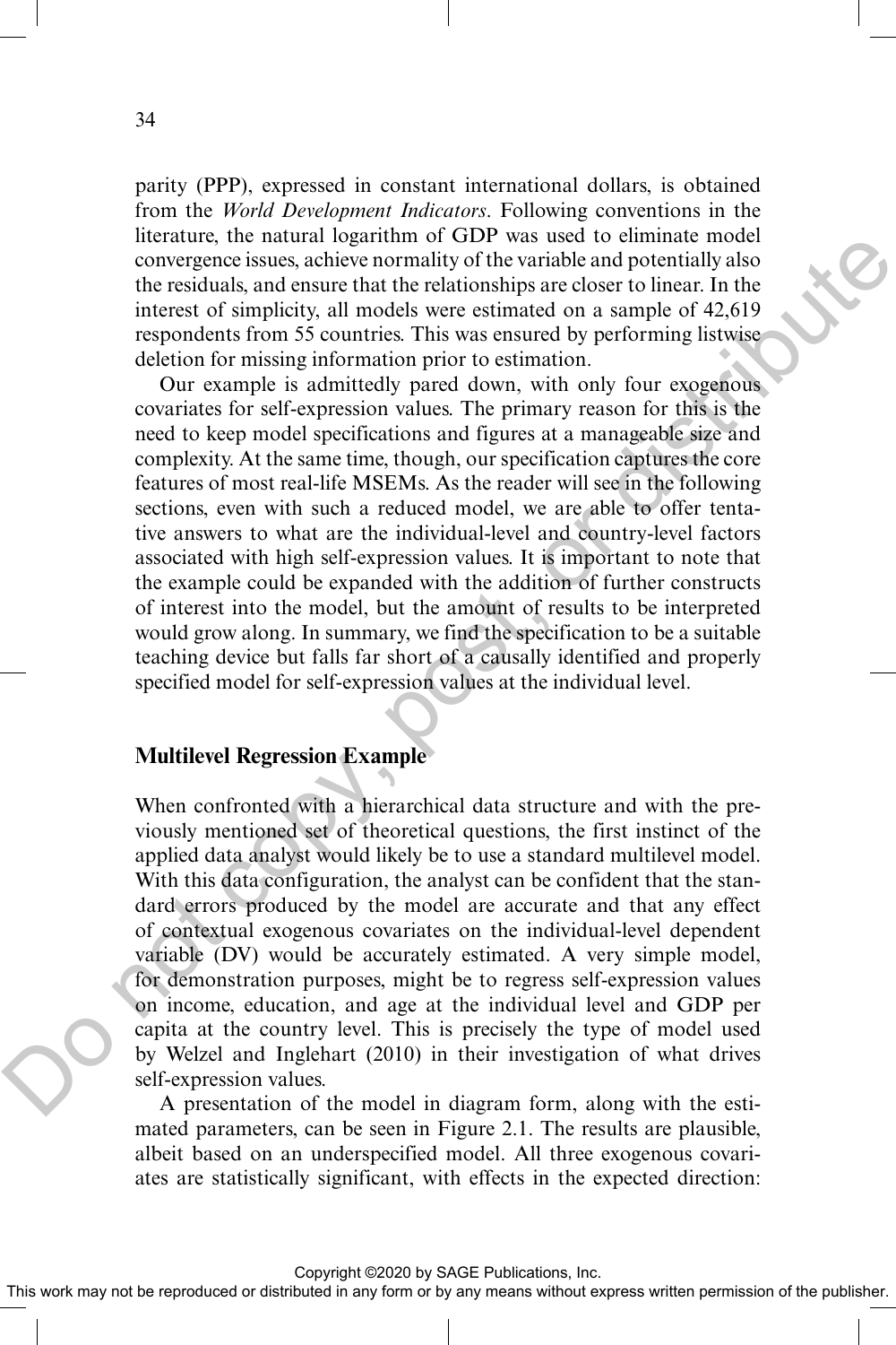parity (PPP), expressed in constant international dollars, is obtained from the *World Development Indicators*. Following conventions in the literature, the natural logarithm of GDP was used to eliminate model convergence issues, achieve normality of the variable and potentially also the residuals, and ensure that the relationships are closer to linear. In the interest of simplicity, all models were estimated on a sample of 42,619 respondents from 55 countries. This was ensured by performing listwise deletion for missing information prior to estimation.

Our example is admittedly pared down, with only four exogenous covariates for self-expression values. The primary reason for this is the need to keep model specifications and figures at a manageable size and complexity. At the same time, though, our specification captures the core features of most real-life MSEMs. As the reader will see in the following sections, even with such a reduced model, we are able to offer tentative answers to what are the individual-level and country-level factors associated with high self-expression values. It is important to note that the example could be expanded with the addition of further constructs of interest into the model, but the amount of results to be interpreted would grow along. In summary, we find the specification to be a suitable teaching device but falls far short of a causally identified and properly specified model for self-expression values at the individual level.

## Multilevel Regression Example

When confronted with a hierarchical data structure and with the previously mentioned set of theoretical questions, the first instinct of the applied data analyst would likely be to use a standard multilevel model. With this data configuration, the analyst can be confident that the standard errors produced by the model are accurate and that any effect of contextual exogenous covariates on the individual-level dependent variable (DV) would be accurately estimated. A very simple model, for demonstration purposes, might be to regress self-expression values on income, education, and age at the individual level and GDP per capita at the country level. This is precisely the type of model used by Welzel and Inglehart (2010) in their investigation of what drives self-expression values.

A presentation of the model in diagram form, along with the estimated parameters, can be seen in Figure 2.1. The results are plausible, albeit based on an underspecified model. All three exogenous covariates are statistically significant, with effects in the expected direction: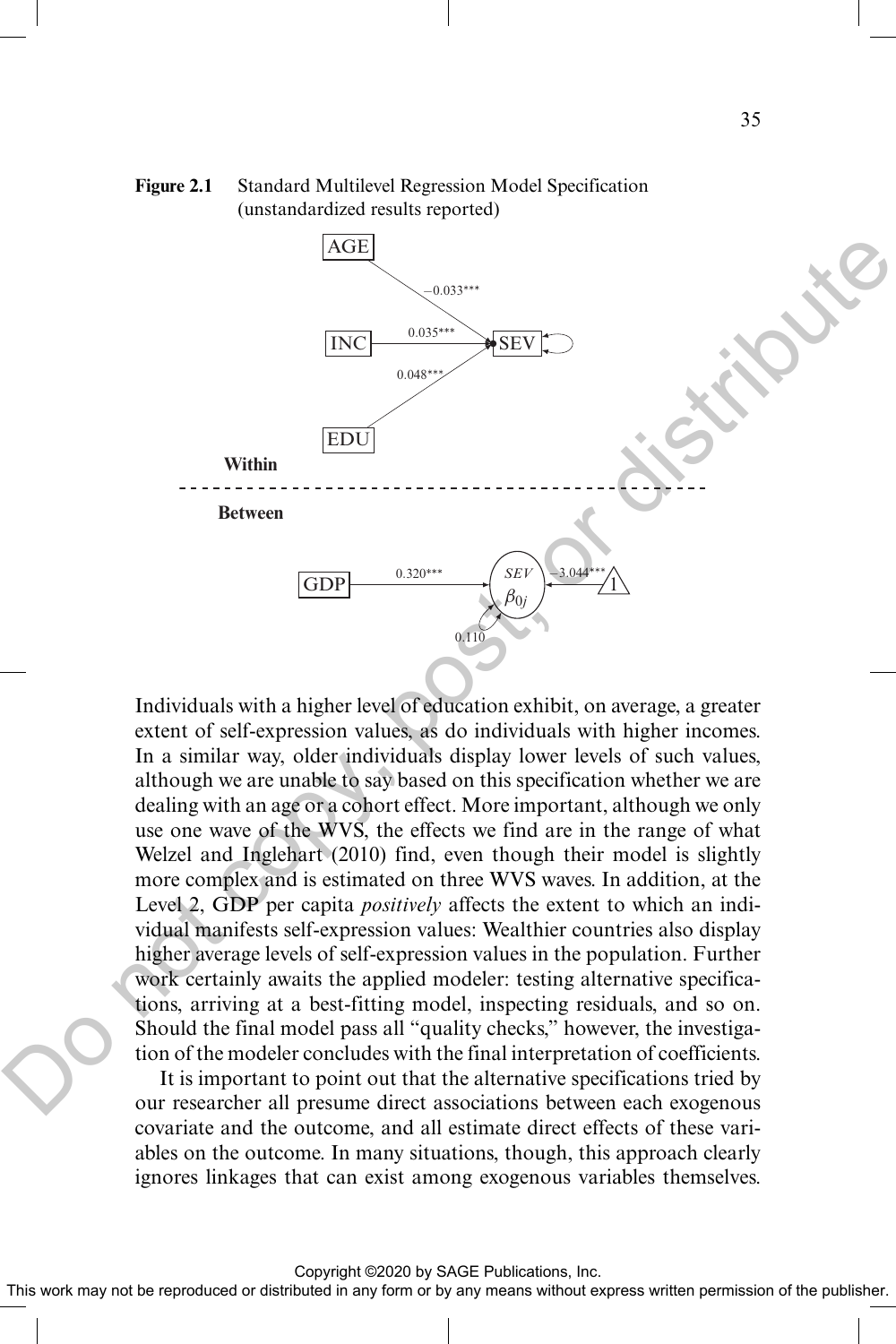**Figure 2.1** Standard Multilevel Regression Model Specification (unstandardized results reported)

Individuals with a higher level of education exhibit, on average, a greater extent of self-expression values, as do individuals with higher incomes. In a similar way, older individuals display lower levels of such values, although we are unable to say based on this specification whether we are dealing with an age or a cohort effect. More important, although we only use one wave of the WVS, the effects we find are in the range of what Welzel and Inglehart (2010) find, even though their model is slightly more complex and is estimated on three WVS waves. In addition, at the Level 2, GDP per capita *positively* affects the extent to which an individual manifests self-expression values: Wealthier countries also display higher average levels of self-expression values in the population. Further work certainly awaits the applied modeler: testing alternative specifications, arriving at a best-fitting model, inspecting residuals, and so on. Should the final model pass all "quality checks," however, the investigation of the modeler concludes with the final interpretation of coefficients.

It is important to point out that the alternative specifications tried by our researcher all presume direct associations between each exogenous covariate and the outcome, and all estimate direct effects of these variables on the outcome. In many situations, though, this approach clearly ignores linkages that can exist among exogenous variables themselves.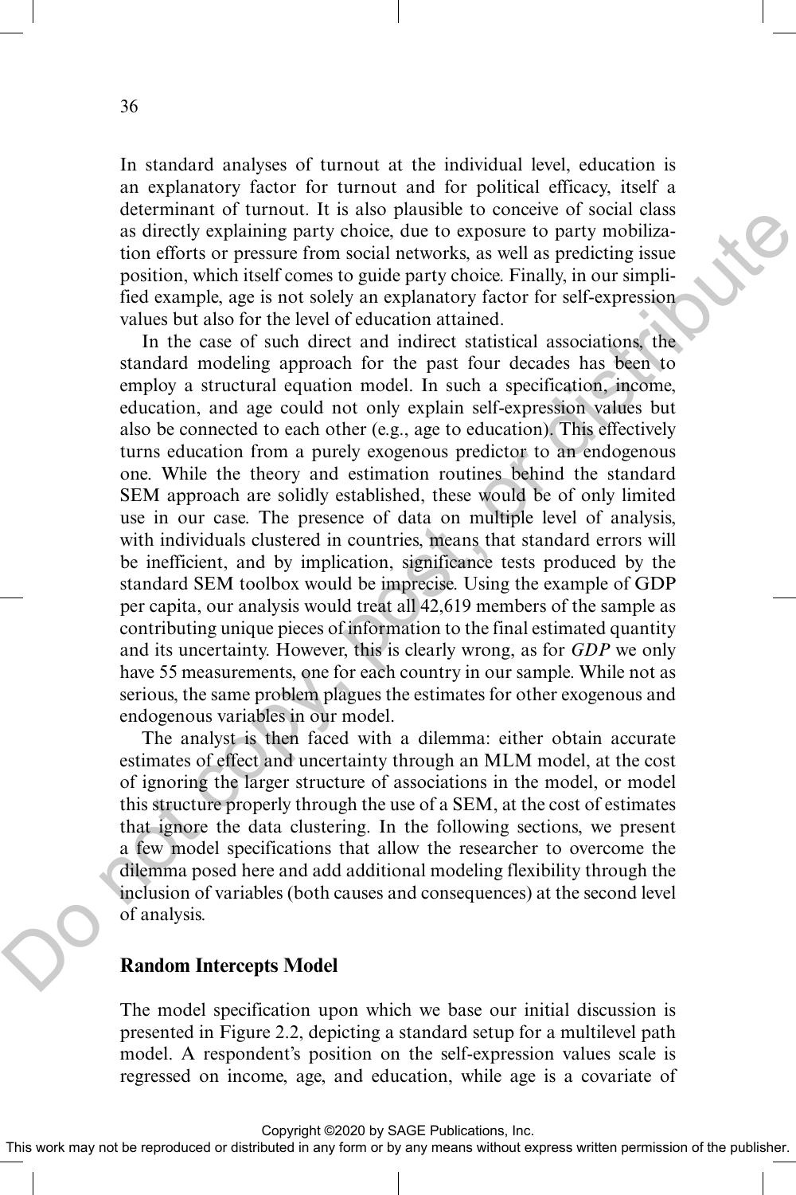In standard analyses of turnout at the individual level, education is an explanatory factor for turnout and for political efficacy, itself a determinant of turnout. It is also plausible to conceive of social class as directly explaining party choice, due to exposure to party mobilization efforts or pressure from social networks, as well as predicting issue position, which itself comes to guide party choice. Finally, in our simplified example, age is not solely an explanatory factor for self-expression values but also for the level of education attained.

In the case of such direct and indirect statistical associations, the standard modeling approach for the past four decades has been to employ a structural equation model. In such a specification, income, education, and age could not only explain self-expression values but also be connected to each other (e.g., age to education). This effectively turns education from a purely exogenous predictor to an endogenous one. While the theory and estimation routines behind the standard SEM approach are solidly established, these would be of only limited use in our case. The presence of data on multiple level of analysis, with individuals clustered in countries, means that standard errors will be inefficient, and by implication, significance tests produced by the standard SEM toolbox would be imprecise. Using the example of GDP per capita, our analysis would treat all 42,619 members of the sample as contributing unique pieces of information to the final estimated quantity and its uncertainty. However, this is clearly wrong, as for *GDP* we only have 55 measurements, one for each country in our sample. While not as serious, the same problem plagues the estimates for other exogenous and endogenous variables in our model.

The analyst is then faced with a dilemma: either obtain accurate estimates of effect and uncertainty through an MLM model, at the cost of ignoring the larger structure of associations in the model, or model this structure properly through the use of a SEM, at the cost of estimates that ignore the data clustering. In the following sections, we present a few model specifications that allow the researcher to overcome the dilemma posed here and add additional modeling flexibility through the inclusion of variables (both causes and consequences) at the second level of analysis.

## Random Intercepts Model

The model specification upon which we base our initial discussion is presented in Figure 2.2, depicting a standard setup for a multilevel path model. A respondent's position on the self-expression values scale is regressed on income, age, and education, while age is a covariate of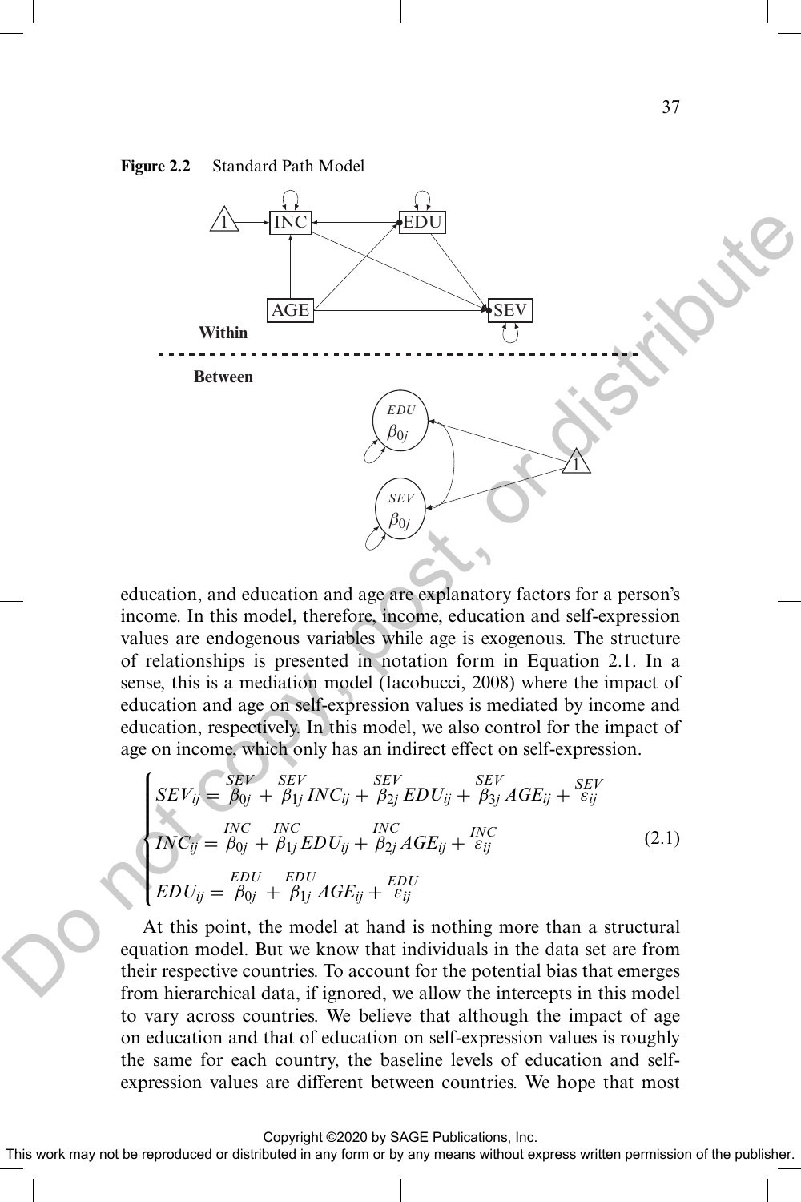**Figure 2.2** Standard Path Model

education, and education and age are explanatory factors for a person's income. In this model, therefore, income, education and self-expression values are endogenous variables while age is exogenous. The structure of relationships is presented in notation form in Equation 2.1. In a sense, this is a mediation model (Iacobucci, 2008) where the impact of education and age on self-expression values is mediated by income and education, respectively. In this model, we also control for the impact of age on income, which only has an indirect effect on self-expression.

$$
\begin{cases}
SEV_{ij} = \overset{SEV}{\beta_{0j}} + \overset{SEV}{\beta_{1j}} INC_{ij} + \overset{SEV}{\beta_{2j}} EDU_{ij} + \overset{SEV}{\beta_{3j}} AGE_{ij} + \overset{SEV}{\varepsilon_{ij}} \\
INC_{ij} = \overset{INC}{\beta_{0j}} + \overset{INC}{\beta_{1j}} EDU_{ij} + \overset{INC}{\beta_{2j}} AGE_{ij} + \overset{INC}{\varepsilon_{ij}} \\
EDU_{ij} = \overset{EDU}{\beta_{0j}} + \overset{EDU}{\beta_{1j}} AGE_{ij} + \overset{EDU}{\varepsilon_{ij}}
\end{cases}
\tag{2.1}
$$

At this point, the model at hand is nothing more than a structural equation model. But we know that individuals in the data set are from their respective countries. To account for the potential bias that emerges from hierarchical data, if ignored, we allow the intercepts in this model to vary across countries. We believe that although the impact of age on education and that of education on self-expression values is roughly the same for each country, the baseline levels of education and self-expression values are different between countries. We hope that most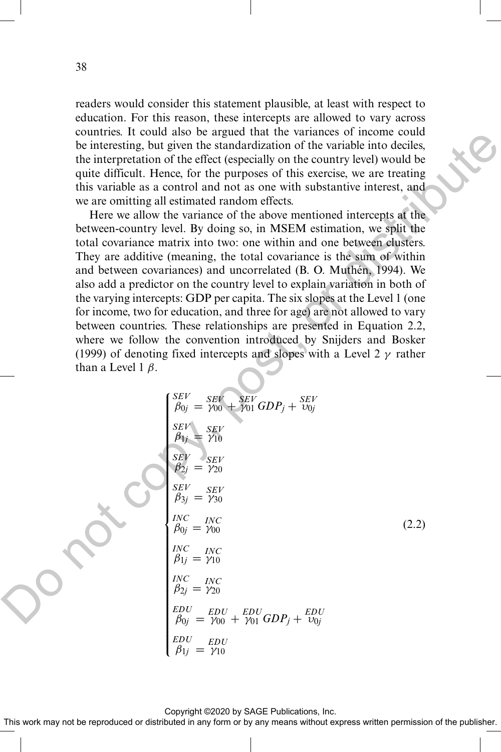readers would consider this statement plausible, at least with respect to education. For this reason, these intercepts are allowed to vary across countries. It could also be argued that the variances of income could be interesting, but given the standardization of the variable into deciles, the interpretation of the effect (especially on the country level) would be quite difficult. Hence, for the purposes of this exercise, we are treating this variable as a control and not as one with substantive interest, and we are omitting all estimated random effects.

Here we allow the variance of the above mentioned intercepts at the between-country level. By doing so, in MSEM estimation, we split the total covariance matrix into two: one within and one between clusters. They are additive (meaning, the total covariance is the sum of within and between covariances) and uncorrelated (B. O. Muthén, 1994). We also add a predictor on the country level to explain variation in both of the varying intercepts: GDP per capita. The six slopes at the Level 1 (one for income, two for education, and three for age) are not allowed to vary between countries. These relationships are presented in Equation 2.2, where we follow the convention introduced by Snijders and Bosker (1999) of denoting fixed intercepts and slopes with a Level 2 $\gamma$ rather than a Level 1 $\beta$.

$$
\begin{cases}
\overset{SEV}{\beta_{0j}} = \overset{SEV}{\gamma_{00}} + \overset{SEV}{\gamma_{01}} GDP_j + \overset{SEV}{\upsilon_{0j}} \\
\overset{SEV}{\beta_{1j}} = \overset{SEV}{\gamma_{10}} \\
\overset{SEV}{\beta_{2j}} = \overset{SEV}{\gamma_{20}} \\
\overset{SEV}{\beta_{3j}} = \overset{SEV}{\gamma_{30}} \\
\overset{INC}{\beta_{0j}} = \overset{INC}{\gamma_{00}} \\
\overset{INC}{\beta_{1j}} = \overset{INC}{\gamma_{10}} \\
\overset{INC}{\beta_{2j}} = \overset{INC}{\gamma_{20}} \\
\overset{EDU}{\beta_{0j}} = \overset{EDU}{\gamma_{00}} + \overset{EDU}{\gamma_{01}} GDP_j + \overset{EDU}{\upsilon_{0j}} \\
\overset{EDU}{\beta_{1j}} = \overset{EDU}{\gamma_{10}}
\end{cases}
\tag{2.2}
$$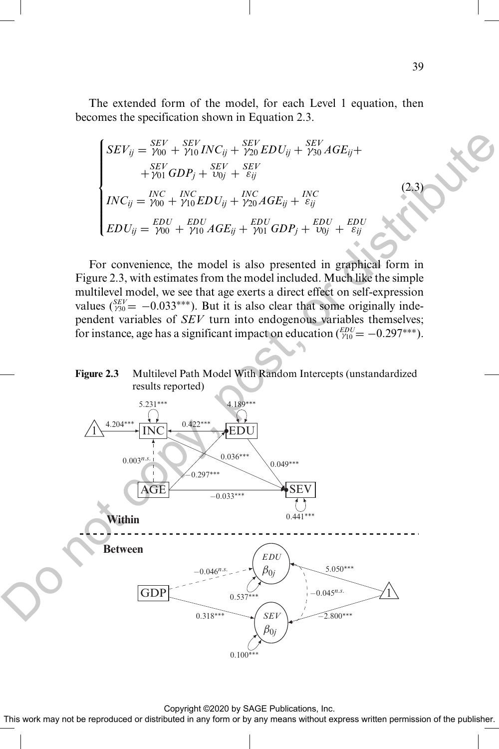The extended form of the model, for each Level 1 equation, then becomes the specification shown in Equation 2.3.

$$
\begin{cases}
SEV_{ij} = \overset{SEV}{\gamma_{00}} + \overset{SEV}{\gamma_{10}} INC_{ij} + \overset{SEV}{\gamma_{20}} EDU_{ij} + \overset{SEV}{\gamma_{30}} AGE_{ij} + \\
\qquad + \overset{SEV}{\gamma_{01}} GDP_j + \overset{SEV}{\upsilon_{0j}} + \overset{SEV}{\varepsilon_{ij}} \\
INC_{ij} = \overset{INC}{\gamma_{00}} + \overset{INC}{\gamma_{10}} EDU_{ij} + \overset{INC}{\gamma_{20}} AGE_{ij} + \overset{INC}{\varepsilon_{ij}} \\
EDU_{ij} = \overset{EDU}{\gamma_{00}} + \overset{EDU}{\gamma_{10}} AGE_{ij} + \overset{EDU}{\gamma_{01}} GDP_j + \overset{EDU}{\upsilon_{0j}} + \overset{EDU}{\varepsilon_{ij}}
\end{cases}
\tag{2.3}
$$

For convenience, the model is also presented in graphical form in Figure 2.3, with estimates from the model included. Much like the simple multilevel model, we see that age exerts a direct effect on self-expression values ($\overset{SEV}{\gamma_{30}} = -0.033^{***}$). But it is also clear that some originally independent variables of *SEV* turn into endogenous variables themselves; for instance, age has a significant impact on education ($\overset{EDU}{\gamma_{10}} = -0.297^{***}$).

**Figure 2.3** Multilevel Path Model With Random Intercepts (unstandardized results reported)

Within: 1 → INC: 4.204***; INC variance: 5.231***; EDU → INC: 0.422***; EDU variance: 4.189***; AGE → INC: 0.003 n.s.; AGE → EDU: −0.297***; INC → SEV: 0.036***; EDU → SEV: 0.049***; AGE → SEV: −0.033***; SEV variance: 0.441***

Between: GDP → EDU $\beta_{0j}$: −0.046 n.s.; GDP → SEV $\beta_{0j}$: 0.318***; EDU $\beta_{0j}$ variance: 0.537***; SEV $\beta_{0j}$ variance: 0.100***; EDU $\beta_{0j}$ ↔ SEV $\beta_{0j}$: −0.045 n.s.; 1 → EDU $\beta_{0j}$: 5.050***; 1 → SEV $\beta_{0j}$: −2.800***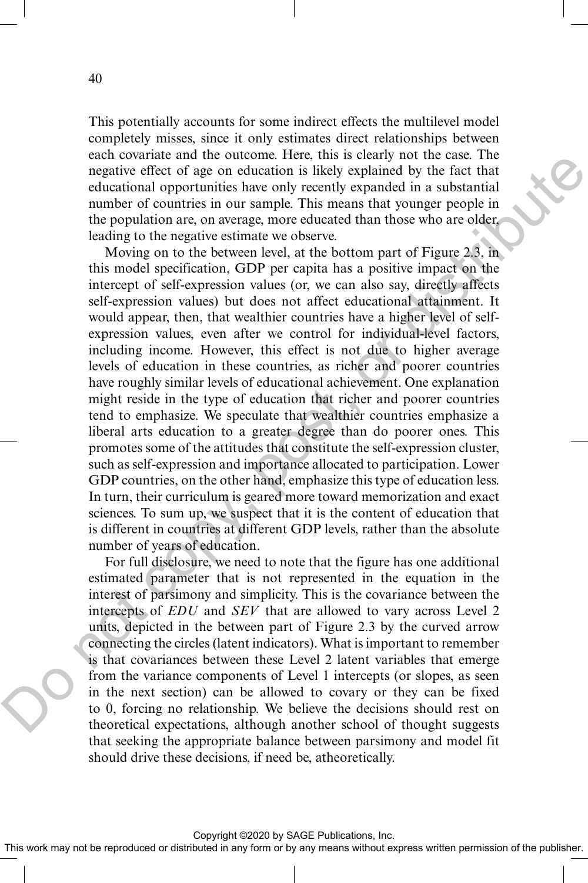This potentially accounts for some indirect effects the multilevel model completely misses, since it only estimates direct relationships between each covariate and the outcome. Here, this is clearly not the case. The negative effect of age on education is likely explained by the fact that educational opportunities have only recently expanded in a substantial number of countries in our sample. This means that younger people in the population are, on average, more educated than those who are older, leading to the negative estimate we observe.

Moving on to the between level, at the bottom part of Figure 2.3, in this model specification, GDP per capita has a positive impact on the intercept of self-expression values (or, we can also say, directly affects self-expression values) but does not affect educational attainment. It would appear, then, that wealthier countries have a higher level of self-expression values, even after we control for individual-level factors, including income. However, this effect is not due to higher average levels of education in these countries, as richer and poorer countries have roughly similar levels of educational achievement. One explanation might reside in the type of education that richer and poorer countries tend to emphasize. We speculate that wealthier countries emphasize a liberal arts education to a greater degree than do poorer ones. This promotes some of the attitudes that constitute the self-expression cluster, such as self-expression and importance allocated to participation. Lower GDP countries, on the other hand, emphasize this type of education less. In turn, their curriculum is geared more toward memorization and exact sciences. To sum up, we suspect that it is the content of education that is different in countries at different GDP levels, rather than the absolute number of years of education.

For full disclosure, we need to note that the figure has one additional estimated parameter that is not represented in the equation in the interest of parsimony and simplicity. This is the covariance between the intercepts of $EDU$ and $SEV$ that are allowed to vary across Level 2 units, depicted in the between part of Figure 2.3 by the curved arrow connecting the circles (latent indicators). What is important to remember is that covariances between these Level 2 latent variables that emerge from the variance components of Level 1 intercepts (or slopes, as seen in the next section) can be allowed to covary or they can be fixed to 0, forcing no relationship. We believe the decisions should rest on theoretical expectations, although another school of thought suggests that seeking the appropriate balance between parsimony and model fit should drive these decisions, if need be, atheoretically.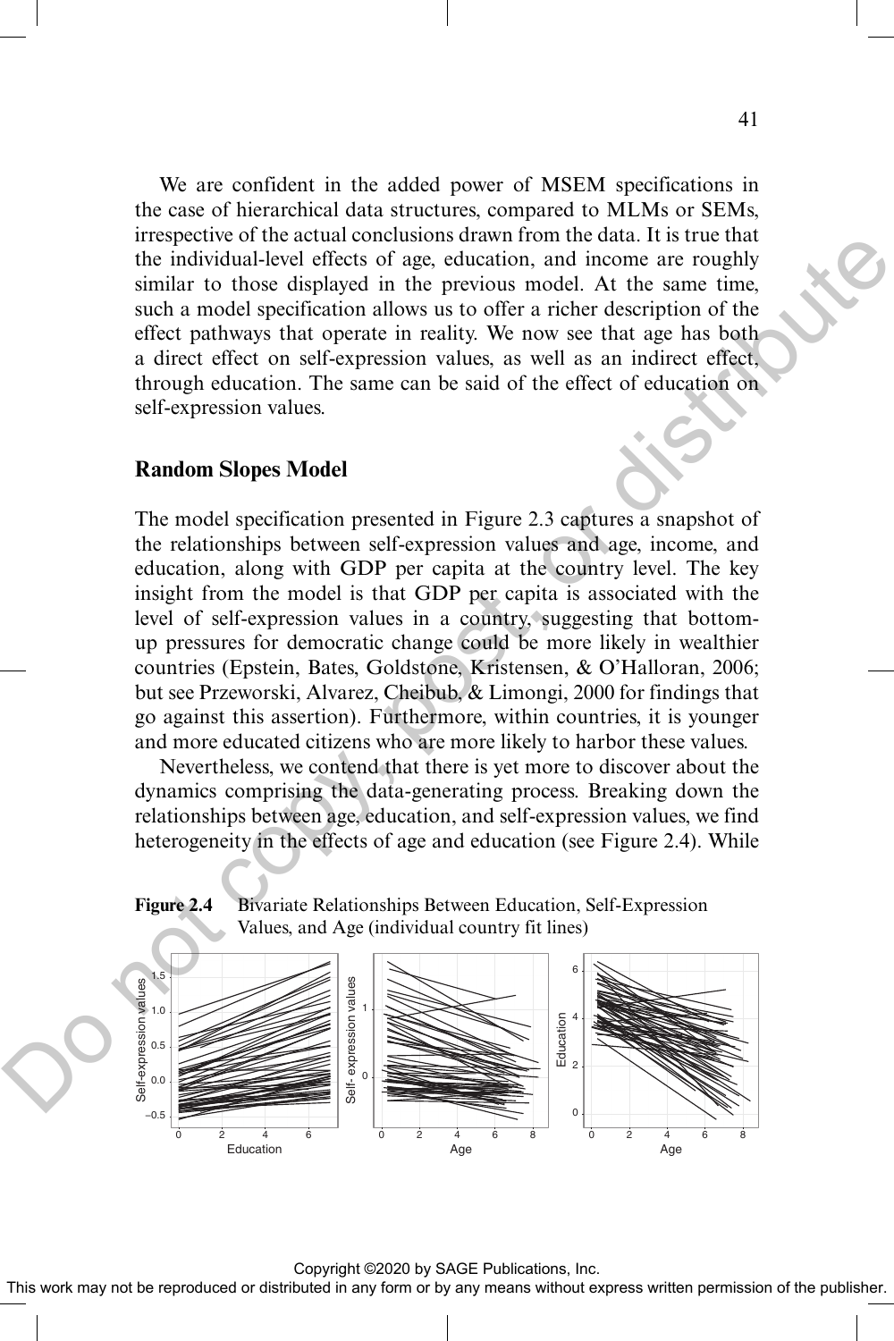We are confident in the added power of MSEM specifications in the case of hierarchical data structures, compared to MLMs or SEMs, irrespective of the actual conclusions drawn from the data. It is true that the individual-level effects of age, education, and income are roughly similar to those displayed in the previous model. At the same time, such a model specification allows us to offer a richer description of the effect pathways that operate in reality. We now see that age has both a direct effect on self-expression values, as well as an indirect effect, through education. The same can be said of the effect of education on self-expression values.

## Random Slopes Model

The model specification presented in Figure 2.3 captures a snapshot of the relationships between self-expression values and age, income, and education, along with GDP per capita at the country level. The key insight from the model is that GDP per capita is associated with the level of self-expression values in a country, suggesting that bottom-up pressures for democratic change could be more likely in wealthier countries (Epstein, Bates, Goldstone, Kristensen, & O'Halloran, 2006; but see Przeworski, Alvarez, Cheibub, & Limongi, 2000 for findings that go against this assertion). Furthermore, within countries, it is younger and more educated citizens who are more likely to harbor these values.

Nevertheless, we contend that there is yet more to discover about the dynamics comprising the data-generating process. Breaking down the relationships between age, education, and self-expression values, we find heterogeneity in the effects of age and education (see Figure 2.4). While

**Figure 2.4** Bivariate Relationships Between Education, Self-Expression Values, and Age (individual country fit lines)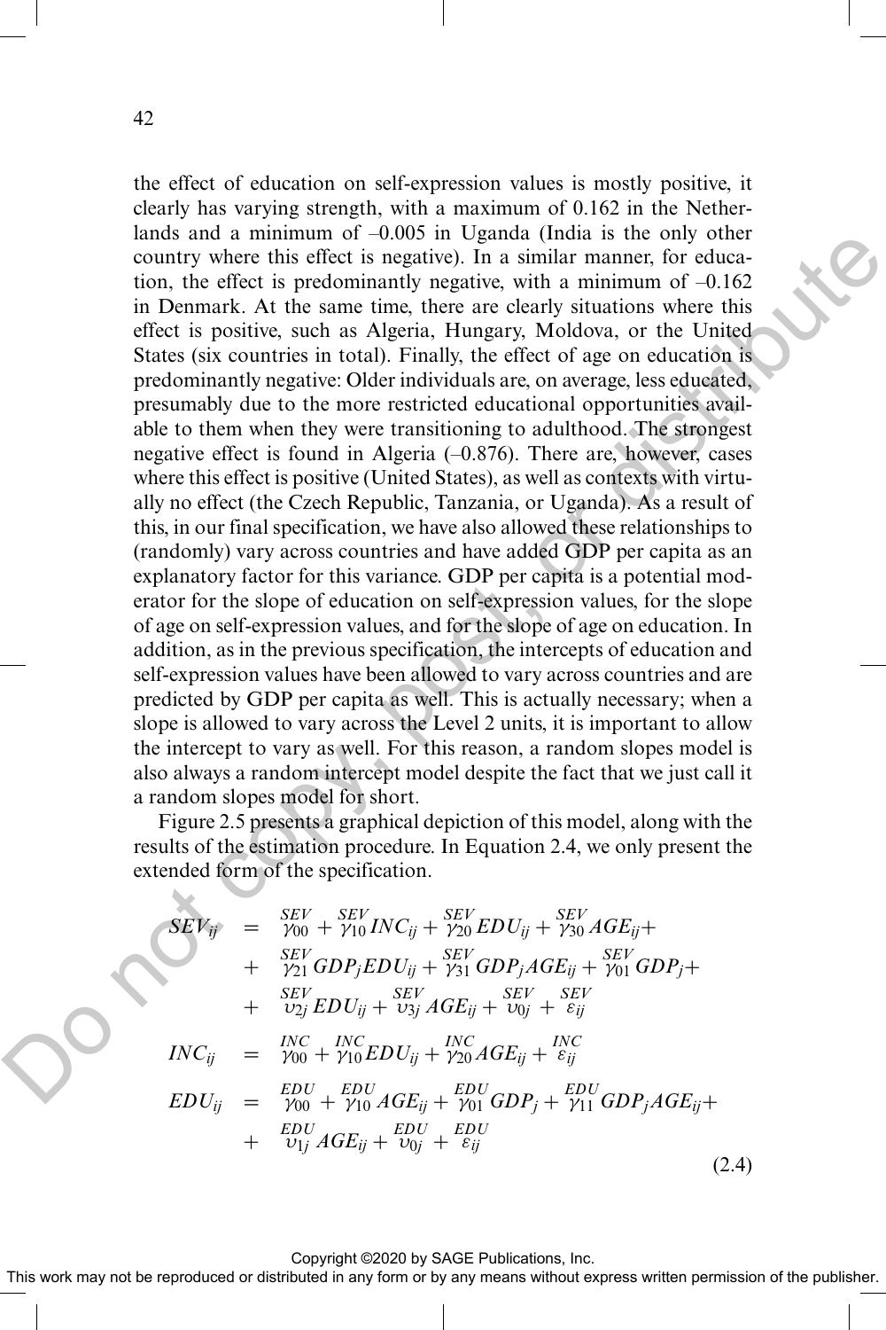the effect of education on self-expression values is mostly positive, it clearly has varying strength, with a maximum of 0.162 in the Netherlands and a minimum of –0.005 in Uganda (India is the only other country where this effect is negative). In a similar manner, for education, the effect is predominantly negative, with a minimum of –0.162 in Denmark. At the same time, there are clearly situations where this effect is positive, such as Algeria, Hungary, Moldova, or the United States (six countries in total). Finally, the effect of age on education is predominantly negative: Older individuals are, on average, less educated, presumably due to the more restricted educational opportunities available to them when they were transitioning to adulthood. The strongest negative effect is found in Algeria (–0.876). There are, however, cases where this effect is positive (United States), as well as contexts with virtually no effect (the Czech Republic, Tanzania, or Uganda). As a result of this, in our final specification, we have also allowed these relationships to (randomly) vary across countries and have added GDP per capita as an explanatory factor for this variance. GDP per capita is a potential moderator for the slope of education on self-expression values, for the slope of age on self-expression values, and for the slope of age on education. In addition, as in the previous specification, the intercepts of education and self-expression values have been allowed to vary across countries and are predicted by GDP per capita as well. This is actually necessary; when a slope is allowed to vary across the Level 2 units, it is important to allow the intercept to vary as well. For this reason, a random slopes model is also always a random intercept model despite the fact that we just call it a random slopes model for short.

Figure 2.5 presents a graphical depiction of this model, along with the results of the estimation procedure. In Equation 2.4, we only present the extended form of the specification.

$$
\begin{aligned}
SEV_{ij} &= \overset{SEV}{\gamma_{00}} + \overset{SEV}{\gamma_{10}} INC_{ij} + \overset{SEV}{\gamma_{20}} EDU_{ij} + \overset{SEV}{\gamma_{30}} AGE_{ij} + \\
&+ \overset{SEV}{\gamma_{21}} GDP_j EDU_{ij} + \overset{SEV}{\gamma_{31}} GDP_j AGE_{ij} + \overset{SEV}{\gamma_{01}} GDP_j + \\
&+ \overset{SEV}{\upsilon_{2j}} EDU_{ij} + \overset{SEV}{\upsilon_{3j}} AGE_{ij} + \overset{SEV}{\upsilon_{0j}} + \overset{SEV}{\varepsilon_{ij}} \\
INC_{ij} &= \overset{INC}{\gamma_{00}} + \overset{INC}{\gamma_{10}} EDU_{ij} + \overset{INC}{\gamma_{20}} AGE_{ij} + \overset{INC}{\varepsilon_{ij}} \\
EDU_{ij} &= \overset{EDU}{\gamma_{00}} + \overset{EDU}{\gamma_{10}} AGE_{ij} + \overset{EDU}{\gamma_{01}} GDP_j + \overset{EDU}{\gamma_{11}} GDP_j AGE_{ij} + \\
&+ \overset{EDU}{\upsilon_{1j}} AGE_{ij} + \overset{EDU}{\upsilon_{0j}} + \overset{EDU}{\varepsilon_{ij}}
\end{aligned}
\tag{2.4}
$$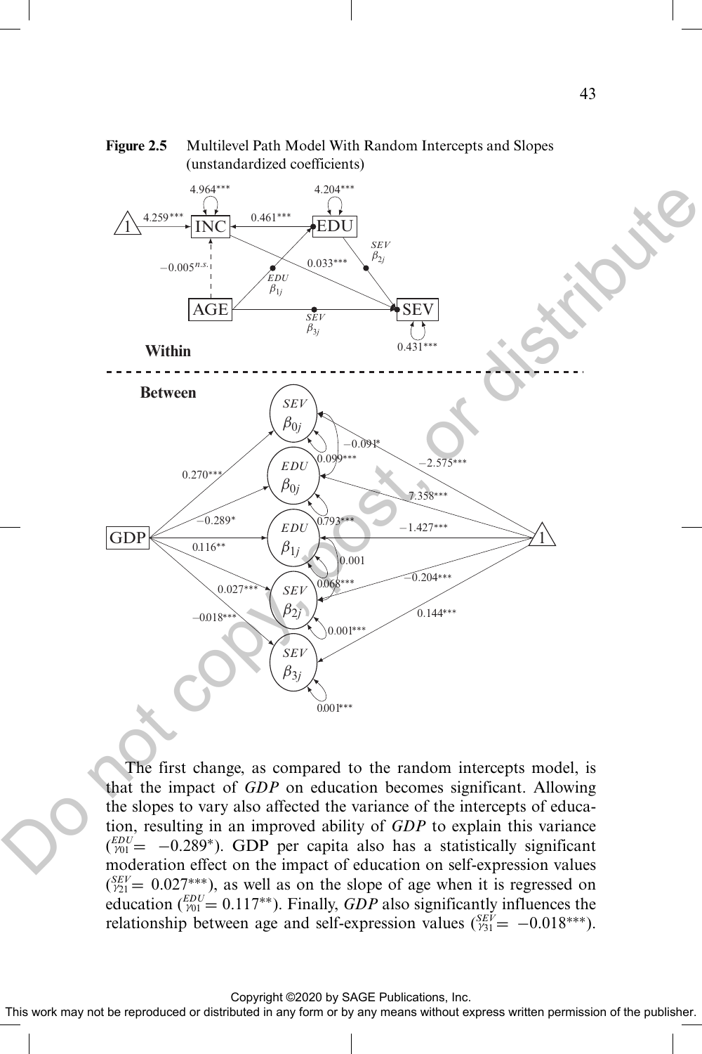**Figure 2.5** Multilevel Path Model With Random Intercepts and Slopes (unstandardized coefficients)

The first change, as compared to the random intercepts model, is that the impact of *GDP* on education becomes significant. Allowing the slopes to vary also affected the variance of the intercepts of education, resulting in an improved ability of *GDP* to explain this variance ($\gamma_{01}^{EDU} = -0.289^{*}$). GDP per capita also has a statistically significant moderation effect on the impact of education on self-expression values ($\gamma_{21}^{SEV} = 0.027^{***}$), as well as on the slope of age when it is regressed on education ($\gamma_{01}^{EDU} = 0.117^{**}$). Finally, *GDP* also significantly influences the relationship between age and self-expression values ($\gamma_{31}^{SEV} = -0.018^{***}$).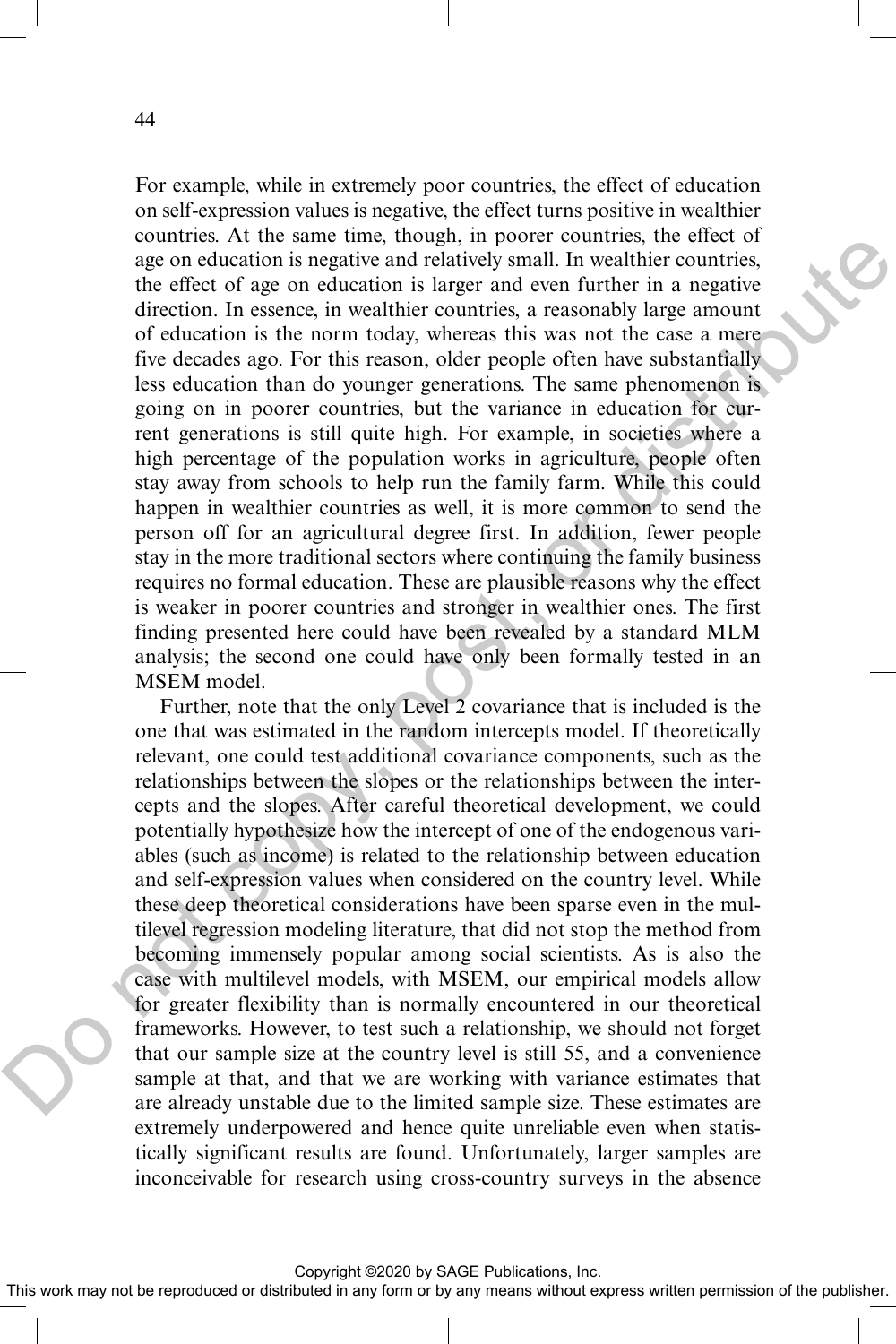For example, while in extremely poor countries, the effect of education on self-expression values is negative, the effect turns positive in wealthier countries. At the same time, though, in poorer countries, the effect of age on education is negative and relatively small. In wealthier countries, the effect of age on education is larger and even further in a negative direction. In essence, in wealthier countries, a reasonably large amount of education is the norm today, whereas this was not the case a mere five decades ago. For this reason, older people often have substantially less education than do younger generations. The same phenomenon is going on in poorer countries, but the variance in education for current generations is still quite high. For example, in societies where a high percentage of the population works in agriculture, people often stay away from schools to help run the family farm. While this could happen in wealthier countries as well, it is more common to send the person off for an agricultural degree first. In addition, fewer people stay in the more traditional sectors where continuing the family business requires no formal education. These are plausible reasons why the effect is weaker in poorer countries and stronger in wealthier ones. The first finding presented here could have been revealed by a standard MLM analysis; the second one could have only been formally tested in an MSEM model.

Further, note that the only Level 2 covariance that is included is the one that was estimated in the random intercepts model. If theoretically relevant, one could test additional covariance components, such as the relationships between the slopes or the relationships between the intercepts and the slopes. After careful theoretical development, we could potentially hypothesize how the intercept of one of the endogenous variables (such as income) is related to the relationship between education and self-expression values when considered on the country level. While these deep theoretical considerations have been sparse even in the multilevel regression modeling literature, that did not stop the method from becoming immensely popular among social scientists. As is also the case with multilevel models, with MSEM, our empirical models allow for greater flexibility than is normally encountered in our theoretical frameworks. However, to test such a relationship, we should not forget that our sample size at the country level is still 55, and a convenience sample at that, and that we are working with variance estimates that are already unstable due to the limited sample size. These estimates are extremely underpowered and hence quite unreliable even when statistically significant results are found. Unfortunately, larger samples are inconceivable for research using cross-country surveys in the absence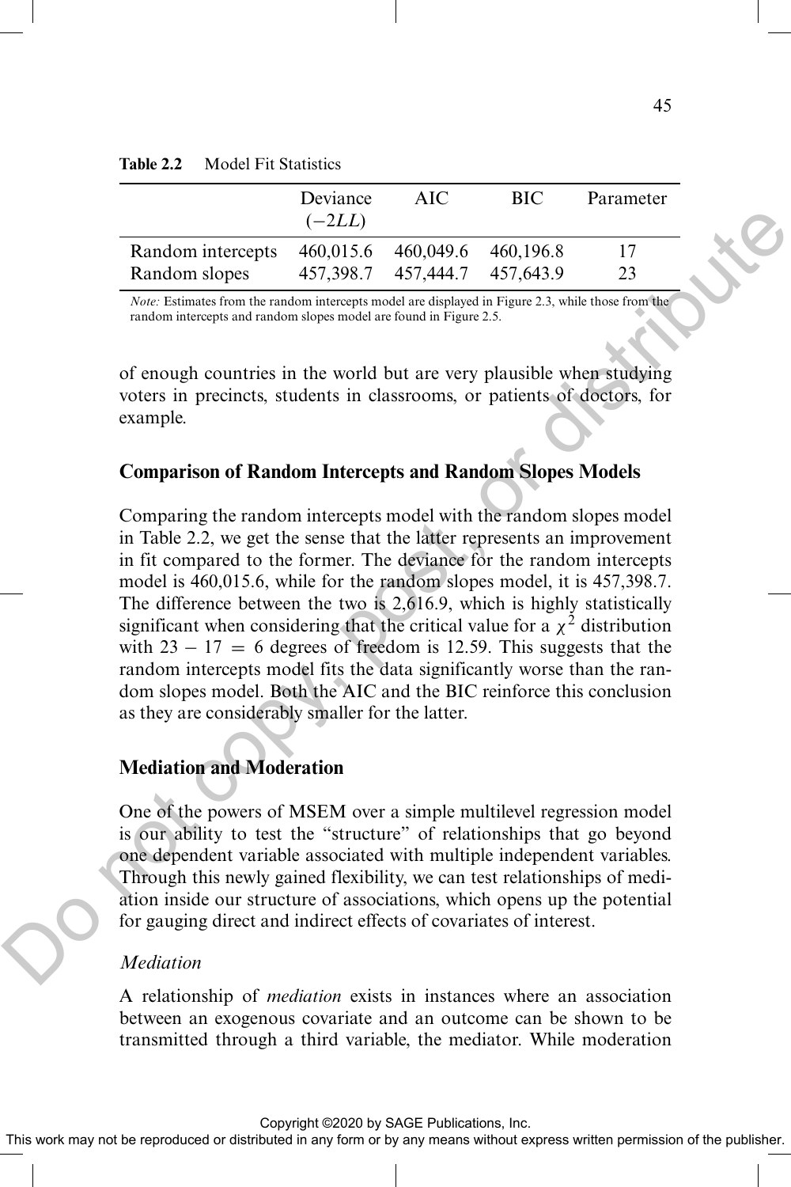**Table 2.2** Model Fit Statistics

| | Deviance ($-2LL$) | AIC | BIC | Parameter |
|---|---|---|---|---|
| Random intercepts | 460,015.6 | 460,049.6 | 460,196.8 | 17 |
| Random slopes | 457,398.7 | 457,444.7 | 457,643.9 | 23 |

*Note:* Estimates from the random intercepts model are displayed in Figure 2.3, while those from the random intercepts and random slopes model are found in Figure 2.5.

of enough countries in the world but are very plausible when studying voters in precincts, students in classrooms, or patients of doctors, for example.

## Comparison of Random Intercepts and Random Slopes Models

Comparing the random intercepts model with the random slopes model in Table 2.2, we get the sense that the latter represents an improvement in fit compared to the former. The deviance for the random intercepts model is 460,015.6, while for the random slopes model, it is 457,398.7. The difference between the two is 2,616.9, which is highly statistically significant when considering that the critical value for a $\chi^2$ distribution with $23 - 17 = 6$ degrees of freedom is 12.59. This suggests that the random intercepts model fits the data significantly worse than the random slopes model. Both the AIC and the BIC reinforce this conclusion as they are considerably smaller for the latter.

## Mediation and Moderation

One of the powers of MSEM over a simple multilevel regression model is our ability to test the "structure" of relationships that go beyond one dependent variable associated with multiple independent variables. Through this newly gained flexibility, we can test relationships of mediation inside our structure of associations, which opens up the potential for gauging direct and indirect effects of covariates of interest.

### *Mediation*

A relationship of *mediation* exists in instances where an association between an exogenous covariate and an outcome can be shown to be transmitted through a third variable, the mediator. While moderation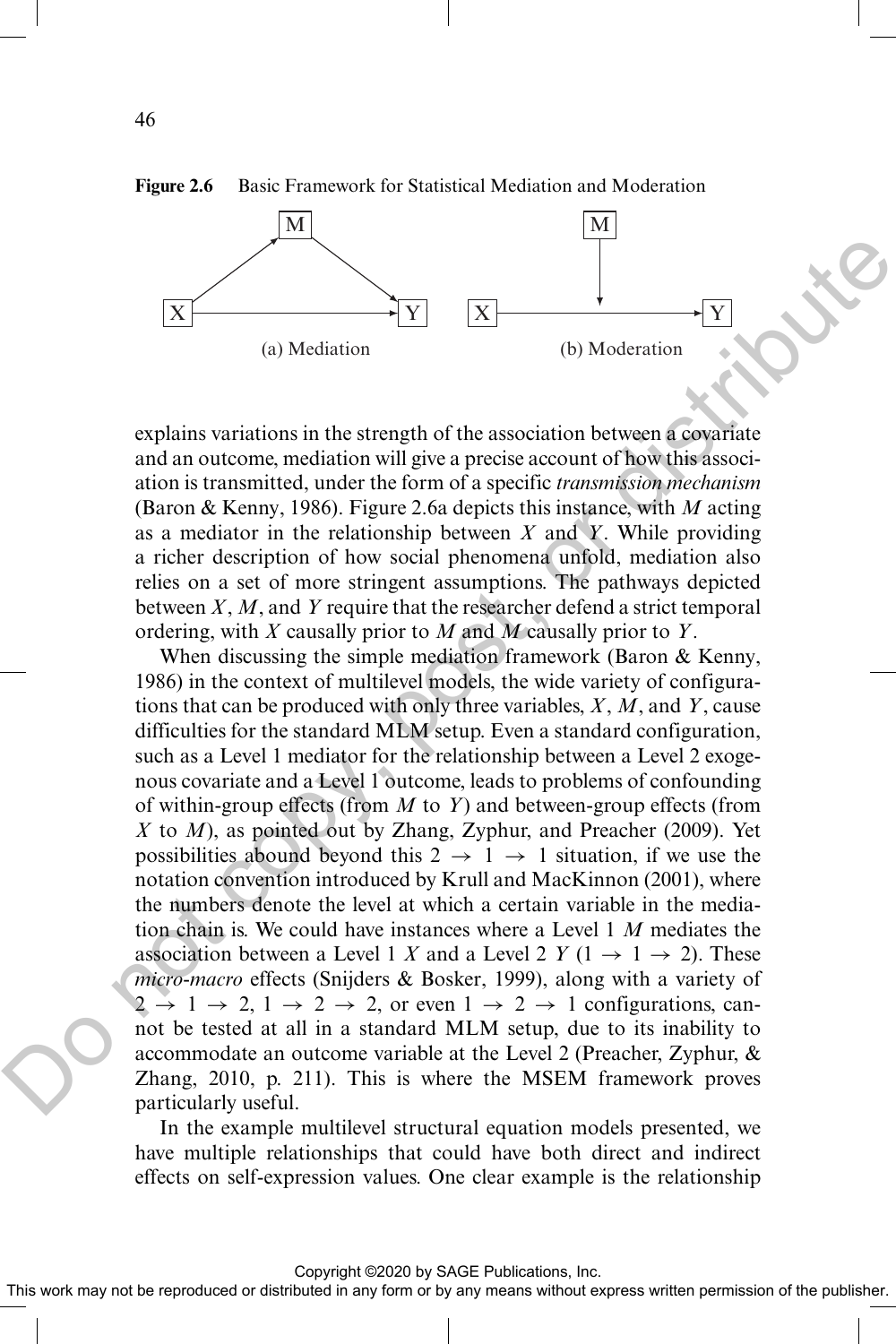**Figure 2.6** Basic Framework for Statistical Mediation and Moderation

(a) Mediation (b) Moderation

explains variations in the strength of the association between a covariate and an outcome, mediation will give a precise account of how this association is transmitted, under the form of a specific *transmission mechanism* (Baron & Kenny, 1986). Figure 2.6a depicts this instance, with $M$ acting as a mediator in the relationship between $X$ and $Y$. While providing a richer description of how social phenomena unfold, mediation also relies on a set of more stringent assumptions. The pathways depicted between $X$, $M$, and $Y$ require that the researcher defend a strict temporal ordering, with $X$ causally prior to $M$ and $M$ causally prior to $Y$.

When discussing the simple mediation framework (Baron & Kenny, 1986) in the context of multilevel models, the wide variety of configurations that can be produced with only three variables, $X$, $M$, and $Y$, cause difficulties for the standard MLM setup. Even a standard configuration, such as a Level 1 mediator for the relationship between a Level 2 exogenous covariate and a Level 1 outcome, leads to problems of confounding of within-group effects (from $M$ to $Y$) and between-group effects (from $X$ to $M$), as pointed out by Zhang, Zyphur, and Preacher (2009). Yet possibilities abound beyond this $2 \rightarrow 1 \rightarrow 1$ situation, if we use the notation convention introduced by Krull and MacKinnon (2001), where the numbers denote the level at which a certain variable in the mediation chain is. We could have instances where a Level 1 $M$ mediates the association between a Level 1 $X$ and a Level 2 $Y$ ($1 \rightarrow 1 \rightarrow 2$). These *micro-macro* effects (Snijders & Bosker, 1999), along with a variety of $2 \rightarrow 1 \rightarrow 2$, $1 \rightarrow 2 \rightarrow 2$, or even $1 \rightarrow 2 \rightarrow 1$ configurations, cannot be tested at all in a standard MLM setup, due to its inability to accommodate an outcome variable at the Level 2 (Preacher, Zyphur, & Zhang, 2010, p. 211). This is where the MSEM framework proves particularly useful.

In the example multilevel structural equation models presented, we have multiple relationships that could have both direct and indirect effects on self-expression values. One clear example is the relationship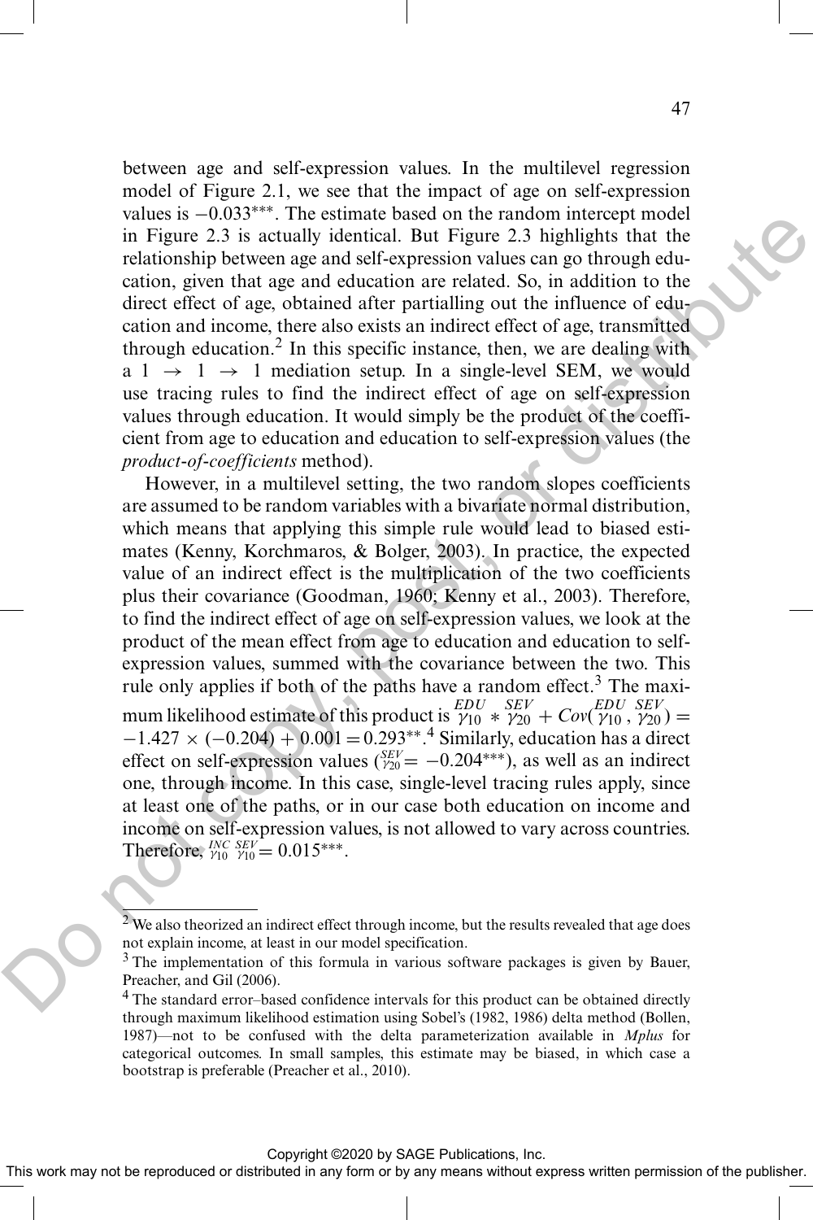between age and self-expression values. In the multilevel regression model of Figure 2.1, we see that the impact of age on self-expression values is $-0.033^{***}$. The estimate based on the random intercept model in Figure 2.3 is actually identical. But Figure 2.3 highlights that the relationship between age and self-expression values can go through education, given that age and education are related. So, in addition to the direct effect of age, obtained after partialling out the influence of education and income, there also exists an indirect effect of age, transmitted through education.[2] In this specific instance, then, we are dealing with a $1 \rightarrow 1 \rightarrow 1$ mediation setup. In a single-level SEM, we would use tracing rules to find the indirect effect of age on self-expression values through education. It would simply be the product of the coefficient from age to education and education to self-expression values (the *product-of-coefficients* method).

However, in a multilevel setting, the two random slopes coefficients are assumed to be random variables with a bivariate normal distribution, which means that applying this simple rule would lead to biased estimates (Kenny, Korchmaros, & Bolger, 2003). In practice, the expected value of an indirect effect is the multiplication of the two coefficients plus their covariance (Goodman, 1960; Kenny et al., 2003). Therefore, to find the indirect effect of age on self-expression values, we look at the product of the mean effect from age to education and education to self-expression values, summed with the covariance between the two. This rule only applies if both of the paths have a random effect.[3] The maximum likelihood estimate of this product is $\overset{EDU}{\gamma_{10}} * \overset{SEV}{\gamma_{20}} + Cov(\overset{EDU}{\gamma_{10}}, \overset{SEV}{\gamma_{20}}) = -1.427 \times (-0.204) + 0.001 = 0.293^{**}$.[4] Similarly, education has a direct effect on self-expression values ($\overset{SEV}{\gamma_{20}} = -0.204^{***}$), as well as an indirect one, through income. In this case, single-level tracing rules apply, since at least one of the paths, or in our case both education on income and income on self-expression values, is not allowed to vary across countries. Therefore, $\overset{INC}{\gamma_{10}} \overset{SEV}{\gamma_{10}} = 0.015^{***}$.

---

[2] We also theorized an indirect effect through income, but the results revealed that age does not explain income, at least in our model specification.

[3] The implementation of this formula in various software packages is given by Bauer, Preacher, and Gil (2006).

[4] The standard error–based confidence intervals for this product can be obtained directly through maximum likelihood estimation using Sobel's (1982, 1986) delta method (Bollen, 1987)—not to be confused with the delta parameterization available in *Mplus* for categorical outcomes. In small samples, this estimate may be biased, in which case a bootstrap is preferable (Preacher et al., 2010).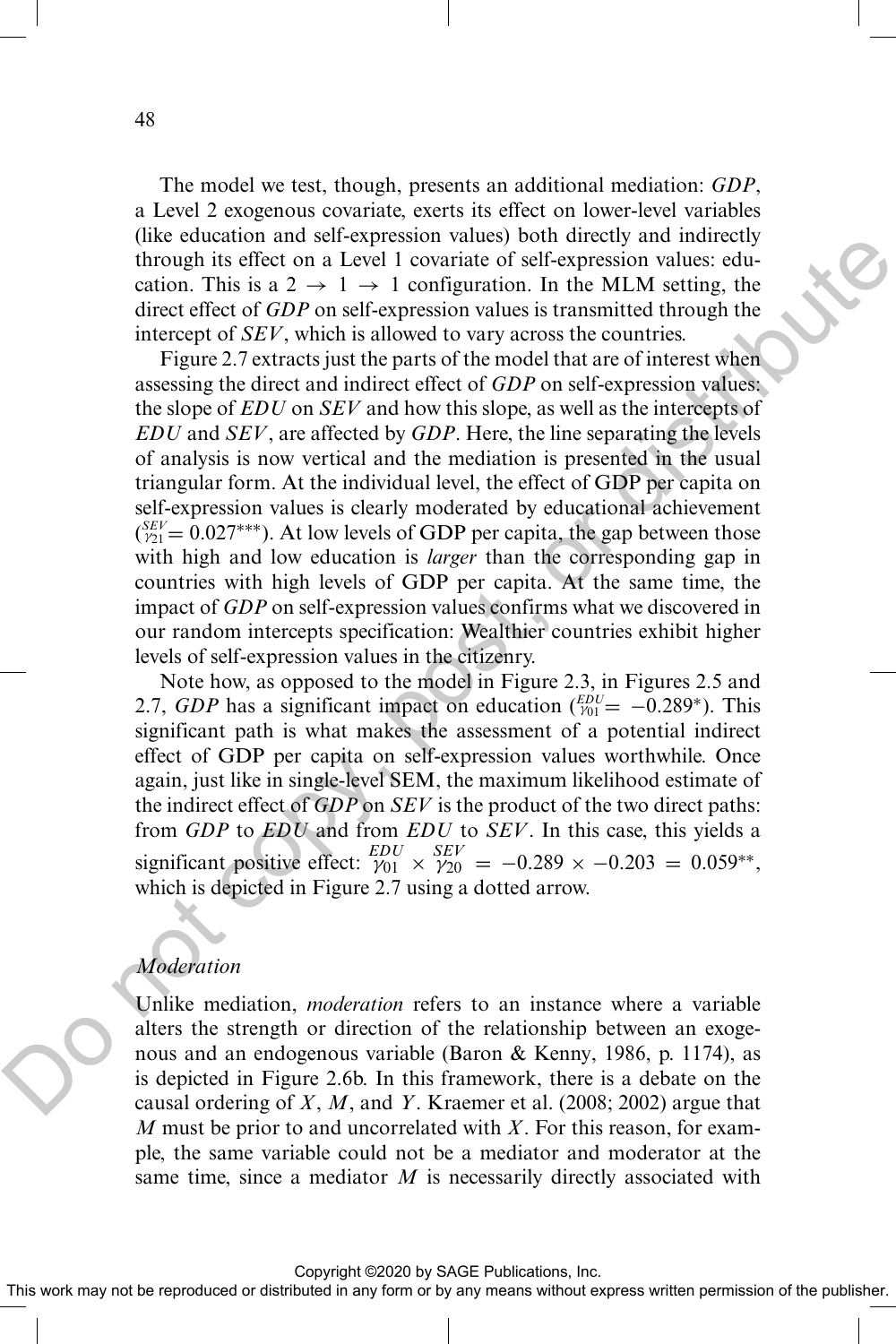The model we test, though, presents an additional mediation: *GDP*, a Level 2 exogenous covariate, exerts its effect on lower-level variables (like education and self-expression values) both directly and indirectly through its effect on a Level 1 covariate of self-expression values: education. This is a $2 \rightarrow 1 \rightarrow 1$ configuration. In the MLM setting, the direct effect of *GDP* on self-expression values is transmitted through the intercept of *SEV*, which is allowed to vary across the countries.

Figure 2.7 extracts just the parts of the model that are of interest when assessing the direct and indirect effect of *GDP* on self-expression values: the slope of *EDU* on *SEV* and how this slope, as well as the intercepts of *EDU* and *SEV*, are affected by *GDP*. Here, the line separating the levels of analysis is now vertical and the mediation is presented in the usual triangular form. At the individual level, the effect of GDP per capita on self-expression values is clearly moderated by educational achievement ($\overset{SEV}{\gamma_{21}} = 0.027^{***}$). At low levels of GDP per capita, the gap between those with high and low education is *larger* than the corresponding gap in countries with high levels of GDP per capita. At the same time, the impact of *GDP* on self-expression values confirms what we discovered in our random intercepts specification: Wealthier countries exhibit higher levels of self-expression values in the citizenry.

Note how, as opposed to the model in Figure 2.3, in Figures 2.5 and 2.7, *GDP* has a significant impact on education ($\overset{EDU}{\gamma_{01}} = -0.289^{*}$). This significant path is what makes the assessment of a potential indirect effect of GDP per capita on self-expression values worthwhile. Once again, just like in single-level SEM, the maximum likelihood estimate of the indirect effect of *GDP* on *SEV* is the product of the two direct paths: from *GDP* to *EDU* and from *EDU* to *SEV*. In this case, this yields a significant positive effect: $\overset{EDU}{\gamma_{01}} \times \overset{SEV}{\gamma_{20}} = -0.289 \times -0.203 = 0.059^{**}$, which is depicted in Figure 2.7 using a dotted arrow.

### *Moderation*

Unlike mediation, *moderation* refers to an instance where a variable alters the strength or direction of the relationship between an exogenous and an endogenous variable (Baron & Kenny, 1986, p. 1174), as is depicted in Figure 2.6b. In this framework, there is a debate on the causal ordering of $X$, $M$, and $Y$. Kraemer et al. (2008; 2002) argue that $M$ must be prior to and uncorrelated with $X$. For this reason, for example, the same variable could not be a mediator and moderator at the same time, since a mediator $M$ is necessarily directly associated with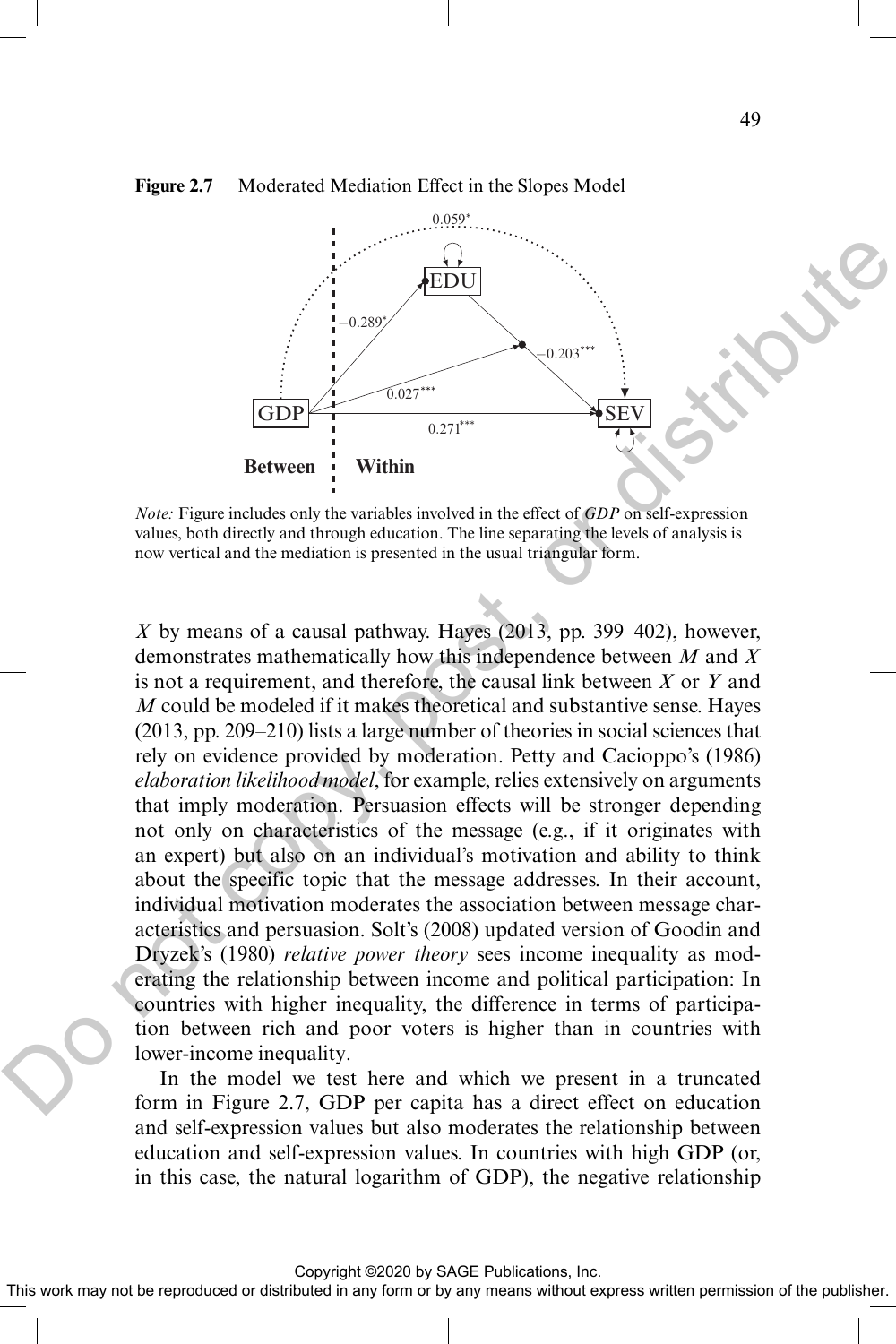**Figure 2.7** Moderated Mediation Effect in the Slopes Model

*Note:* Figure includes only the variables involved in the effect of *GDP* on self-expression values, both directly and through education. The line separating the levels of analysis is now vertical and the mediation is presented in the usual triangular form.

$X$ by means of a causal pathway. Hayes (2013, pp. 399–402), however, demonstrates mathematically how this independence between $M$ and $X$ is not a requirement, and therefore, the causal link between $X$ or $Y$ and $M$ could be modeled if it makes theoretical and substantive sense. Hayes (2013, pp. 209–210) lists a large number of theories in social sciences that rely on evidence provided by moderation. Petty and Cacioppo's (1986) *elaboration likelihood model*, for example, relies extensively on arguments that imply moderation. Persuasion effects will be stronger depending not only on characteristics of the message (e.g., if it originates with an expert) but also on an individual's motivation and ability to think about the specific topic that the message addresses. In their account, individual motivation moderates the association between message characteristics and persuasion. Solt's (2008) updated version of Goodin and Dryzek's (1980) *relative power theory* sees income inequality as moderating the relationship between income and political participation: In countries with higher inequality, the difference in terms of participation between rich and poor voters is higher than in countries with lower-income inequality.

In the model we test here and which we present in a truncated form in Figure 2.7, GDP per capita has a direct effect on education and self-expression values but also moderates the relationship between education and self-expression values. In countries with high GDP (or, in this case, the natural logarithm of GDP), the negative relationship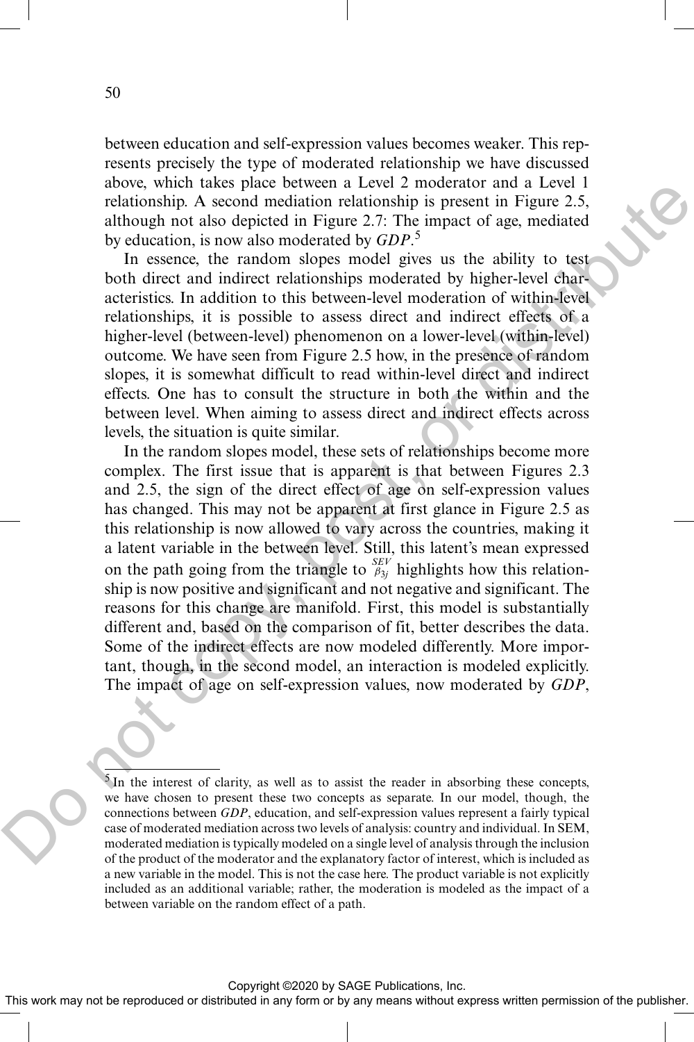between education and self-expression values becomes weaker. This represents precisely the type of moderated relationship we have discussed above, which takes place between a Level 2 moderator and a Level 1 relationship. A second mediation relationship is present in Figure 2.5, although not also depicted in Figure 2.7: The impact of age, mediated by education, is now also moderated by *GDP*.[5]

In essence, the random slopes model gives us the ability to test both direct and indirect relationships moderated by higher-level characteristics. In addition to this between-level moderation of within-level relationships, it is possible to assess direct and indirect effects of a higher-level (between-level) phenomenon on a lower-level (within-level) outcome. We have seen from Figure 2.5 how, in the presence of random slopes, it is somewhat difficult to read within-level direct and indirect effects. One has to consult the structure in both the within and the between level. When aiming to assess direct and indirect effects across levels, the situation is quite similar.

In the random slopes model, these sets of relationships become more complex. The first issue that is apparent is that between Figures 2.3 and 2.5, the sign of the direct effect of age on self-expression values has changed. This may not be apparent at first glance in Figure 2.5 as this relationship is now allowed to vary across the countries, making it a latent variable in the between level. Still, this latent's mean expressed on the path going from the triangle to $\beta_{3j}^{SEV}$ highlights how this relationship is now positive and significant and not negative and significant. The reasons for this change are manifold. First, this model is substantially different and, based on the comparison of fit, better describes the data. Some of the indirect effects are now modeled differently. More important, though, in the second model, an interaction is modeled explicitly. The impact of age on self-expression values, now moderated by *GDP*,

[5] In the interest of clarity, as well as to assist the reader in absorbing these concepts, we have chosen to present these two concepts as separate. In our model, though, the connections between *GDP*, education, and self-expression values represent a fairly typical case of moderated mediation across two levels of analysis: country and individual. In SEM, moderated mediation is typically modeled on a single level of analysis through the inclusion of the product of the moderator and the explanatory factor of interest, which is included as a new variable in the model. This is not the case here. The product variable is not explicitly included as an additional variable; rather, the moderation is modeled as the impact of a between variable on the random effect of a path.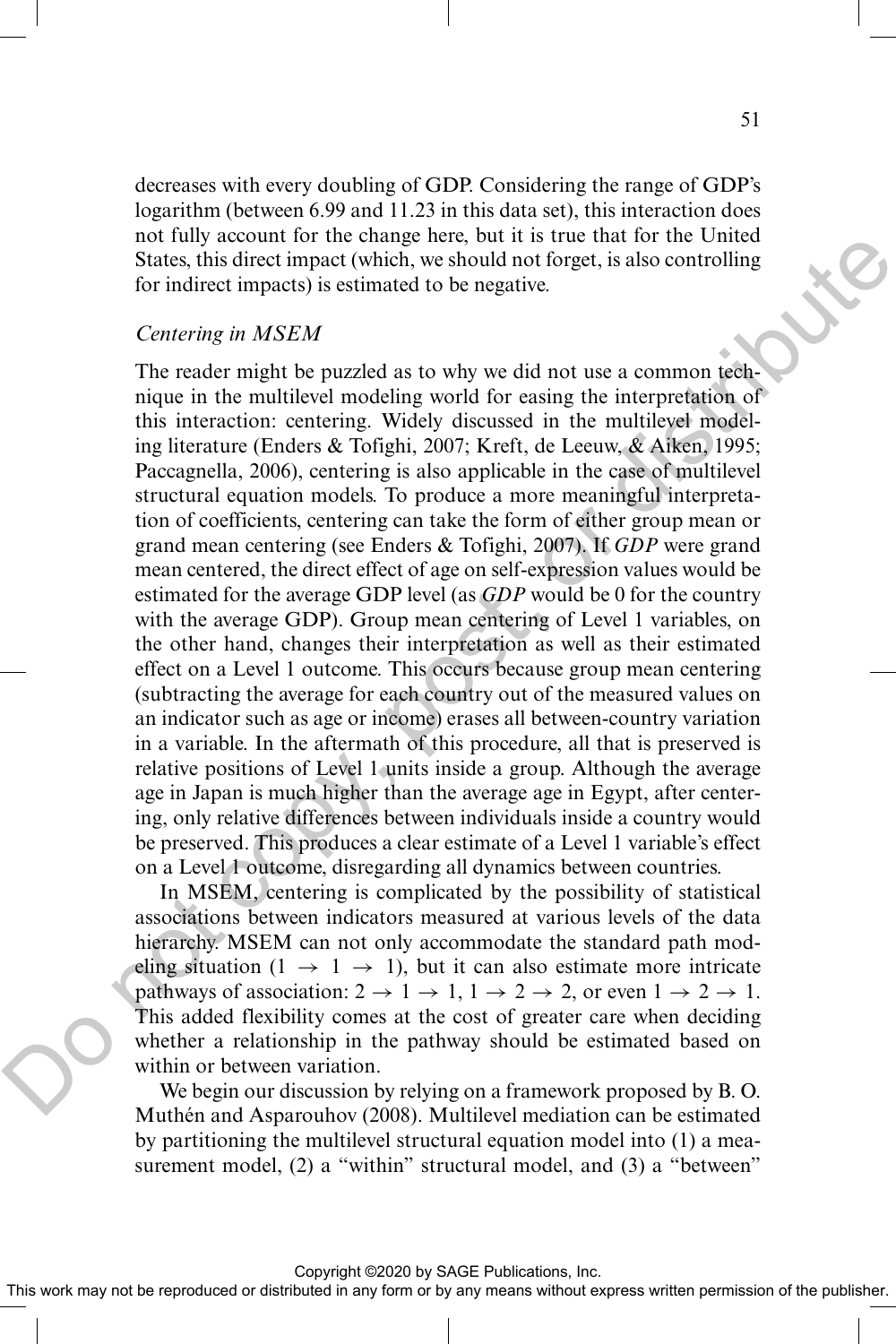decreases with every doubling of GDP. Considering the range of GDP's logarithm (between 6.99 and 11.23 in this data set), this interaction does not fully account for the change here, but it is true that for the United States, this direct impact (which, we should not forget, is also controlling for indirect impacts) is estimated to be negative.

### *Centering in MSEM*

The reader might be puzzled as to why we did not use a common technique in the multilevel modeling world for easing the interpretation of this interaction: centering. Widely discussed in the multilevel modeling literature (Enders & Tofighi, 2007; Kreft, de Leeuw, & Aiken, 1995; Paccagnella, 2006), centering is also applicable in the case of multilevel structural equation models. To produce a more meaningful interpretation of coefficients, centering can take the form of either group mean or grand mean centering (see Enders & Tofighi, 2007). If *GDP* were grand mean centered, the direct effect of age on self-expression values would be estimated for the average GDP level (as *GDP* would be 0 for the country with the average GDP). Group mean centering of Level 1 variables, on the other hand, changes their interpretation as well as their estimated effect on a Level 1 outcome. This occurs because group mean centering (subtracting the average for each country out of the measured values on an indicator such as age or income) erases all between-country variation in a variable. In the aftermath of this procedure, all that is preserved is relative positions of Level 1 units inside a group. Although the average age in Japan is much higher than the average age in Egypt, after centering, only relative differences between individuals inside a country would be preserved. This produces a clear estimate of a Level 1 variable's effect on a Level 1 outcome, disregarding all dynamics between countries.

In MSEM, centering is complicated by the possibility of statistical associations between indicators measured at various levels of the data hierarchy. MSEM can not only accommodate the standard path modeling situation ($1 \rightarrow 1 \rightarrow 1$), but it can also estimate more intricate pathways of association: $2 \rightarrow 1 \rightarrow 1$, $1 \rightarrow 2 \rightarrow 2$, or even $1 \rightarrow 2 \rightarrow 1$. This added flexibility comes at the cost of greater care when deciding whether a relationship in the pathway should be estimated based on within or between variation.

We begin our discussion by relying on a framework proposed by B. O. Muthén and Asparouhov (2008). Multilevel mediation can be estimated by partitioning the multilevel structural equation model into (1) a measurement model, (2) a "within" structural model, and (3) a "between"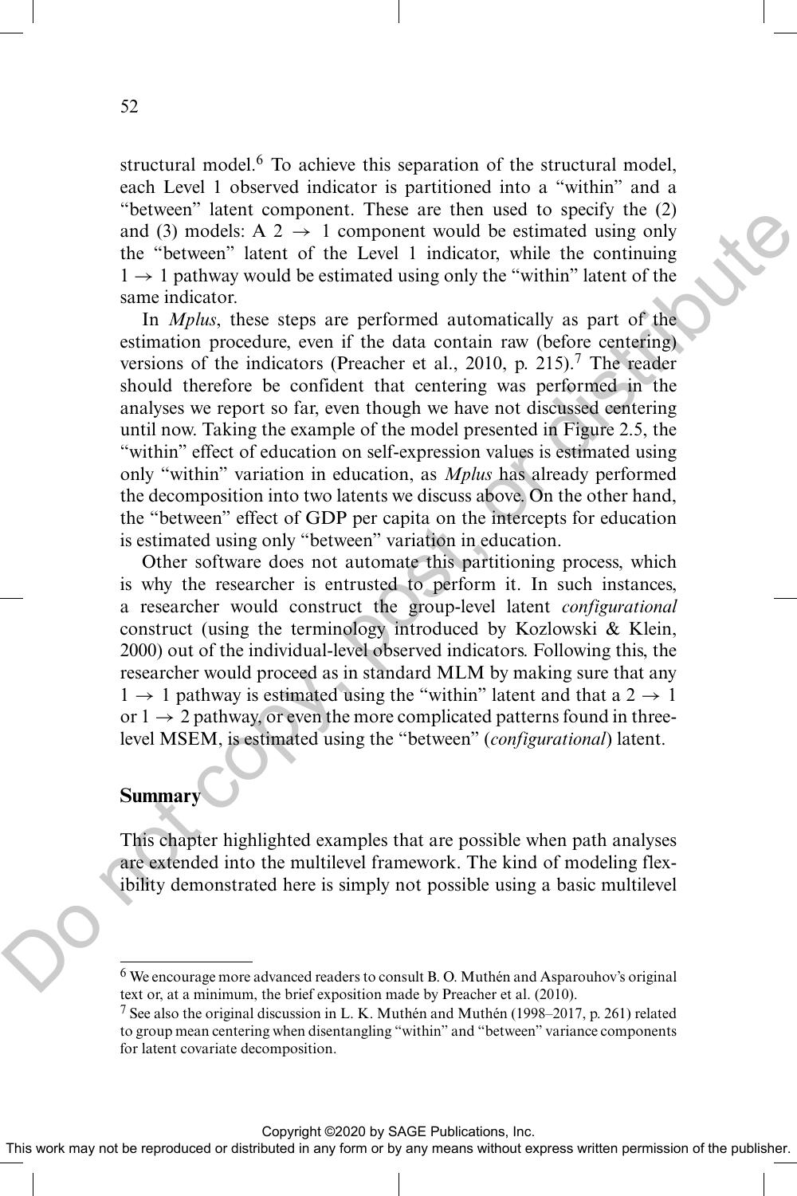structural model.[6] To achieve this separation of the structural model, each Level 1 observed indicator is partitioned into a "within" and a "between" latent component. These are then used to specify the (2) and (3) models: A $2 \rightarrow 1$ component would be estimated using only the "between" latent of the Level 1 indicator, while the continuing $1 \rightarrow 1$ pathway would be estimated using only the "within" latent of the same indicator.

In *Mplus*, these steps are performed automatically as part of the estimation procedure, even if the data contain raw (before centering) versions of the indicators (Preacher et al., 2010, p. 215).[7] The reader should therefore be confident that centering was performed in the analyses we report so far, even though we have not discussed centering until now. Taking the example of the model presented in Figure 2.5, the "within" effect of education on self-expression values is estimated using only "within" variation in education, as *Mplus* has already performed the decomposition into two latents we discuss above. On the other hand, the "between" effect of GDP per capita on the intercepts for education is estimated using only "between" variation in education.

Other software does not automate this partitioning process, which is why the researcher is entrusted to perform it. In such instances, a researcher would construct the group-level latent *configurational* construct (using the terminology introduced by Kozlowski & Klein, 2000) out of the individual-level observed indicators. Following this, the researcher would proceed as in standard MLM by making sure that any $1 \rightarrow 1$ pathway is estimated using the "within" latent and that a $2 \rightarrow 1$ or $1 \rightarrow 2$ pathway, or even the more complicated patterns found in three-level MSEM, is estimated using the "between" (*configurational*) latent.

## Summary

This chapter highlighted examples that are possible when path analyses are extended into the multilevel framework. The kind of modeling flexibility demonstrated here is simply not possible using a basic multilevel

---

[6] We encourage more advanced readers to consult B. O. Muthén and Asparouhov's original text or, at a minimum, the brief exposition made by Preacher et al. (2010).

[7] See also the original discussion in L. K. Muthén and Muthén (1998–2017, p. 261) related to group mean centering when disentangling "within" and "between" variance components for latent covariate decomposition.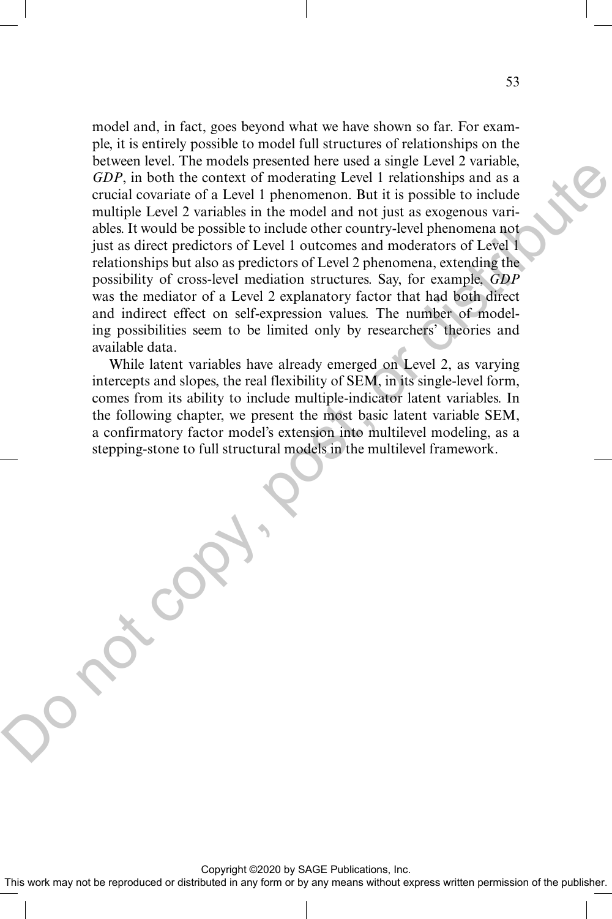model and, in fact, goes beyond what we have shown so far. For example, it is entirely possible to model full structures of relationships on the between level. The models presented here used a single Level 2 variable, *GDP*, in both the context of moderating Level 1 relationships and as a crucial covariate of a Level 1 phenomenon. But it is possible to include multiple Level 2 variables in the model and not just as exogenous variables. It would be possible to include other country-level phenomena not just as direct predictors of Level 1 outcomes and moderators of Level 1 relationships but also as predictors of Level 2 phenomena, extending the possibility of cross-level mediation structures. Say, for example, *GDP* was the mediator of a Level 2 explanatory factor that had both direct and indirect effect on self-expression values. The number of modeling possibilities seem to be limited only by researchers' theories and available data.

While latent variables have already emerged on Level 2, as varying intercepts and slopes, the real flexibility of SEM, in its single-level form, comes from its ability to include multiple-indicator latent variables. In the following chapter, we present the most basic latent variable SEM, a confirmatory factor model's extension into multilevel modeling, as a stepping-stone to full structural models in the multilevel framework.